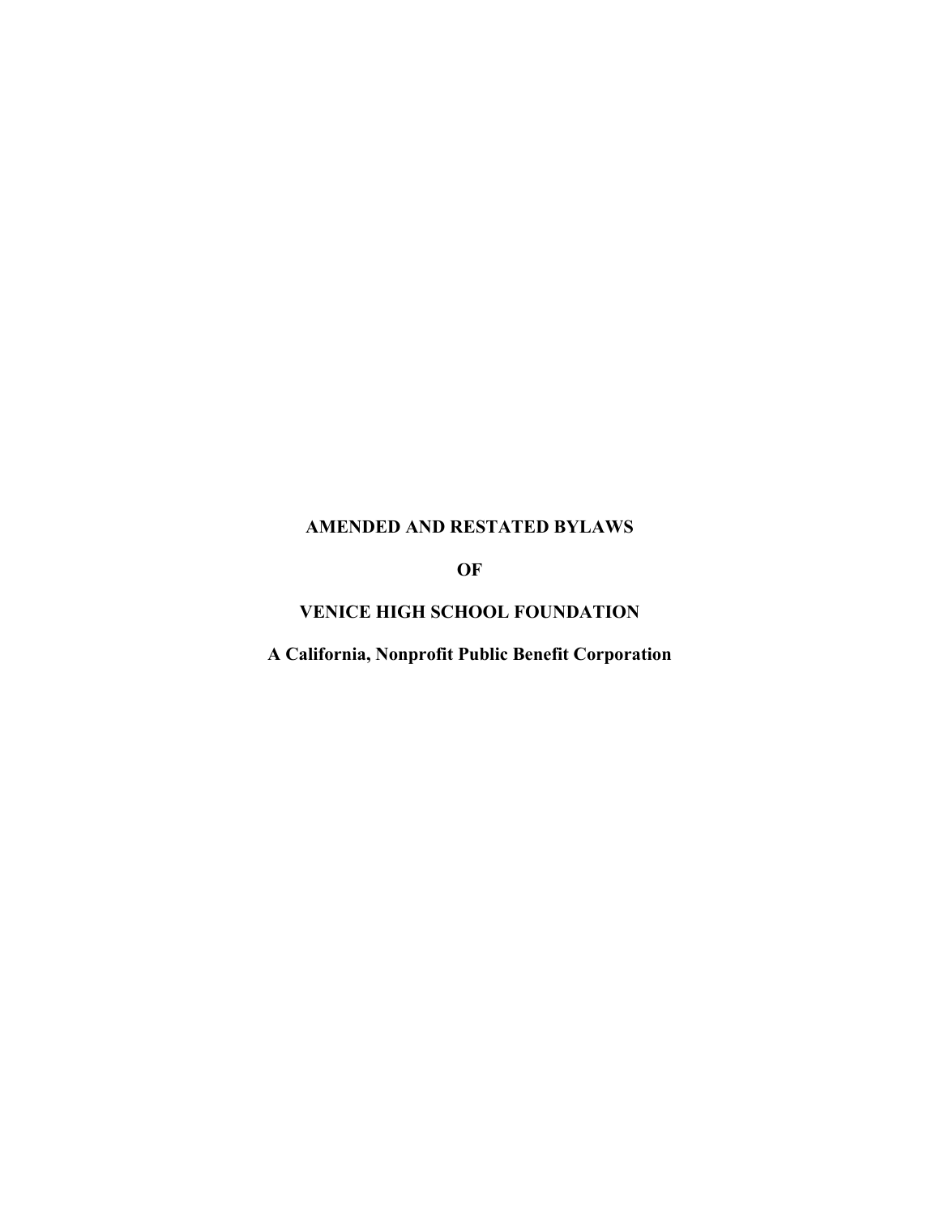# AMENDED AND RESTATED BYLAWS

# OF

# VENICE HIGH SCHOOL FOUNDATION

**A California, Nonprofit Public Benefit Corporation**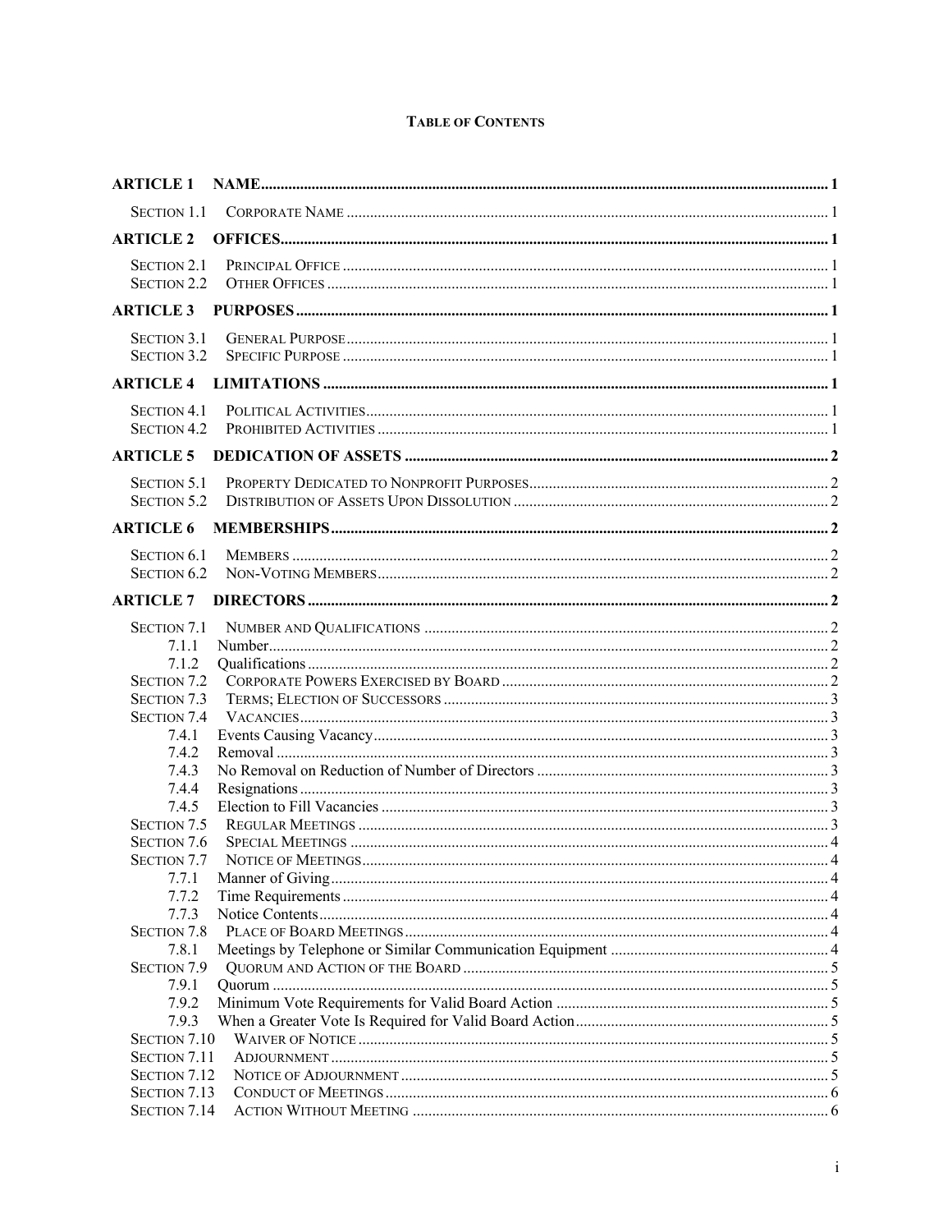**TABLE OF CONTENTS**

| | | |
|---|---|---|
| **ARTICLE 1** | **NAME** | **1** |
| SECTION 1.1 | CORPORATE NAME | 1 |
| **ARTICLE 2** | **OFFICES** | **1** |
| SECTION 2.1 | PRINCIPAL OFFICE | 1 |
| SECTION 2.2 | OTHER OFFICES | 1 |
| **ARTICLE 3** | **PURPOSES** | **1** |
| SECTION 3.1 | GENERAL PURPOSE | 1 |
| SECTION 3.2 | SPECIFIC PURPOSE | 1 |
| **ARTICLE 4** | **LIMITATIONS** | **1** |
| SECTION 4.1 | POLITICAL ACTIVITIES | 1 |
| SECTION 4.2 | PROHIBITED ACTIVITIES | 1 |
| **ARTICLE 5** | **DEDICATION OF ASSETS** | **2** |
| SECTION 5.1 | PROPERTY DEDICATED TO NONPROFIT PURPOSES | 2 |
| SECTION 5.2 | DISTRIBUTION OF ASSETS UPON DISSOLUTION | 2 |
| **ARTICLE 6** | **MEMBERSHIPS** | **2** |
| SECTION 6.1 | MEMBERS | 2 |
| SECTION 6.2 | NON-VOTING MEMBERS | 2 |
| **ARTICLE 7** | **DIRECTORS** | **2** |
| SECTION 7.1 | NUMBER AND QUALIFICATIONS | 2 |
| 7.1.1 | Number | 2 |
| 7.1.2 | Qualifications | 2 |
| SECTION 7.2 | CORPORATE POWERS EXERCISED BY BOARD | 2 |
| SECTION 7.3 | TERMS; ELECTION OF SUCCESSORS | 3 |
| SECTION 7.4 | VACANCIES | 3 |
| 7.4.1 | Events Causing Vacancy | 3 |
| 7.4.2 | Removal | 3 |
| 7.4.3 | No Removal on Reduction of Number of Directors | 3 |
| 7.4.4 | Resignations | 3 |
| 7.4.5 | Election to Fill Vacancies | 3 |
| SECTION 7.5 | REGULAR MEETINGS | 3 |
| SECTION 7.6 | SPECIAL MEETINGS | 4 |
| SECTION 7.7 | NOTICE OF MEETINGS | 4 |
| 7.7.1 | Manner of Giving | 4 |
| 7.7.2 | Time Requirements | 4 |
| 7.7.3 | Notice Contents | 4 |
| SECTION 7.8 | PLACE OF BOARD MEETINGS | 4 |
| 7.8.1 | Meetings by Telephone or Similar Communication Equipment | 4 |
| SECTION 7.9 | QUORUM AND ACTION OF THE BOARD | 5 |
| 7.9.1 | Quorum | 5 |
| 7.9.2 | Minimum Vote Requirements for Valid Board Action | 5 |
| 7.9.3 | When a Greater Vote Is Required for Valid Board Action | 5 |
| SECTION 7.10 | WAIVER OF NOTICE | 5 |
| SECTION 7.11 | ADJOURNMENT | 5 |
| SECTION 7.12 | NOTICE OF ADJOURNMENT | 5 |
| SECTION 7.13 | CONDUCT OF MEETINGS | 6 |
| SECTION 7.14 | ACTION WITHOUT MEETING | 6 |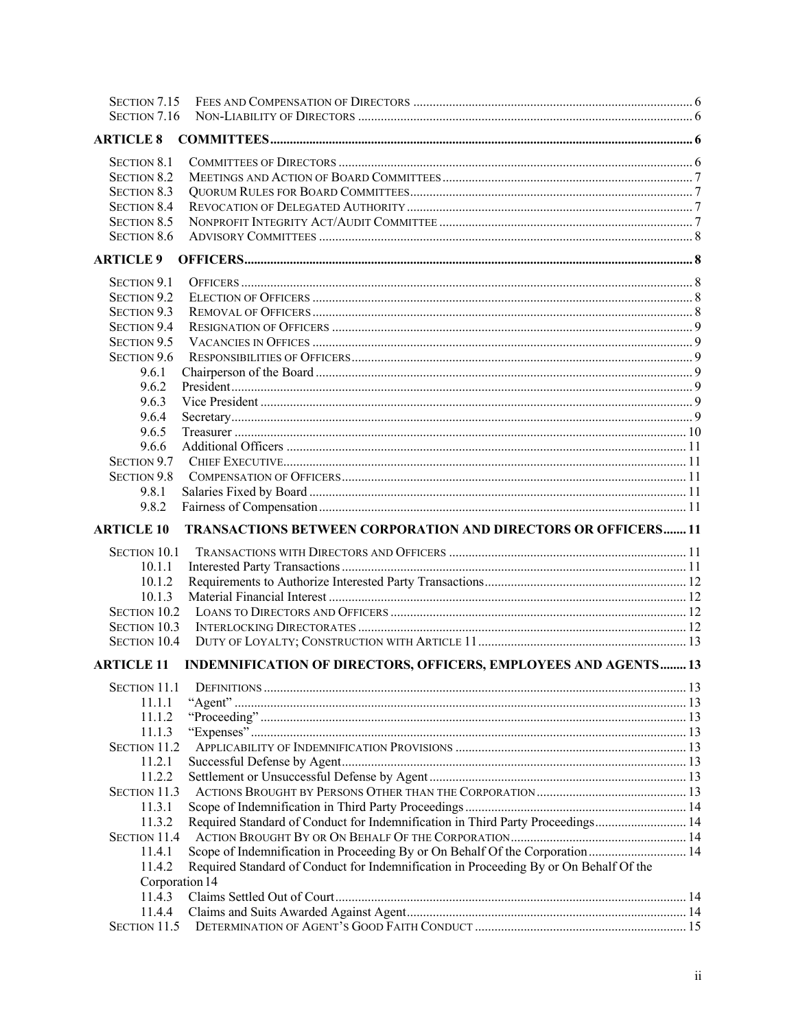Section 7.15 Fees and Compensation of Directors ..... 6
Section 7.16 Non-Liability of Directors ..... 6

**ARTICLE 8 COMMITTEES ..... 6**

Section 8.1 Committees of Directors ..... 6
Section 8.2 Meetings and Action of Board Committees ..... 7
Section 8.3 Quorum Rules for Board Committees ..... 7
Section 8.4 Revocation of Delegated Authority ..... 7
Section 8.5 Nonprofit Integrity Act/Audit Committee ..... 7
Section 8.6 Advisory Committees ..... 8

**ARTICLE 9 OFFICERS ..... 8**

Section 9.1 Officers ..... 8
Section 9.2 Election of Officers ..... 8
Section 9.3 Removal of Officers ..... 8
Section 9.4 Resignation of Officers ..... 9
Section 9.5 Vacancies in Offices ..... 9
Section 9.6 Responsibilities of Officers ..... 9
9.6.1 Chairperson of the Board ..... 9
9.6.2 President ..... 9
9.6.3 Vice President ..... 9
9.6.4 Secretary ..... 9
9.6.5 Treasurer ..... 10
9.6.6 Additional Officers ..... 11
Section 9.7 Chief Executive ..... 11
Section 9.8 Compensation of Officers ..... 11
9.8.1 Salaries Fixed by Board ..... 11
9.8.2 Fairness of Compensation ..... 11

**ARTICLE 10 TRANSACTIONS BETWEEN CORPORATION AND DIRECTORS OR OFFICERS ..... 11**

Section 10.1 Transactions with Directors and Officers ..... 11
10.1.1 Interested Party Transactions ..... 11
10.1.2 Requirements to Authorize Interested Party Transactions ..... 12
10.1.3 Material Financial Interest ..... 12
Section 10.2 Loans to Directors and Officers ..... 12
Section 10.3 Interlocking Directorates ..... 12
Section 10.4 Duty of Loyalty; Construction with Article 11 ..... 13

**ARTICLE 11 INDEMNIFICATION OF DIRECTORS, OFFICERS, EMPLOYEES AND AGENTS ..... 13**

Section 11.1 Definitions ..... 13
11.1.1 "Agent" ..... 13
11.1.2 "Proceeding" ..... 13
11.1.3 "Expenses" ..... 13
Section 11.2 Applicability of Indemnification Provisions ..... 13
11.2.1 Successful Defense by Agent ..... 13
11.2.2 Settlement or Unsuccessful Defense by Agent ..... 13
Section 11.3 Actions Brought by Persons Other than the Corporation ..... 13
11.3.1 Scope of Indemnification in Third Party Proceedings ..... 14
11.3.2 Required Standard of Conduct for Indemnification in Third Party Proceedings ..... 14
Section 11.4 Action Brought By or On Behalf Of the Corporation ..... 14
11.4.1 Scope of Indemnification in Proceeding By or On Behalf Of the Corporation ..... 14
11.4.2 Required Standard of Conduct for Indemnification in Proceeding By or On Behalf Of the Corporation 14
11.4.3 Claims Settled Out of Court ..... 14
11.4.4 Claims and Suits Awarded Against Agent ..... 14
Section 11.5 Determination of Agent's Good Faith Conduct ..... 15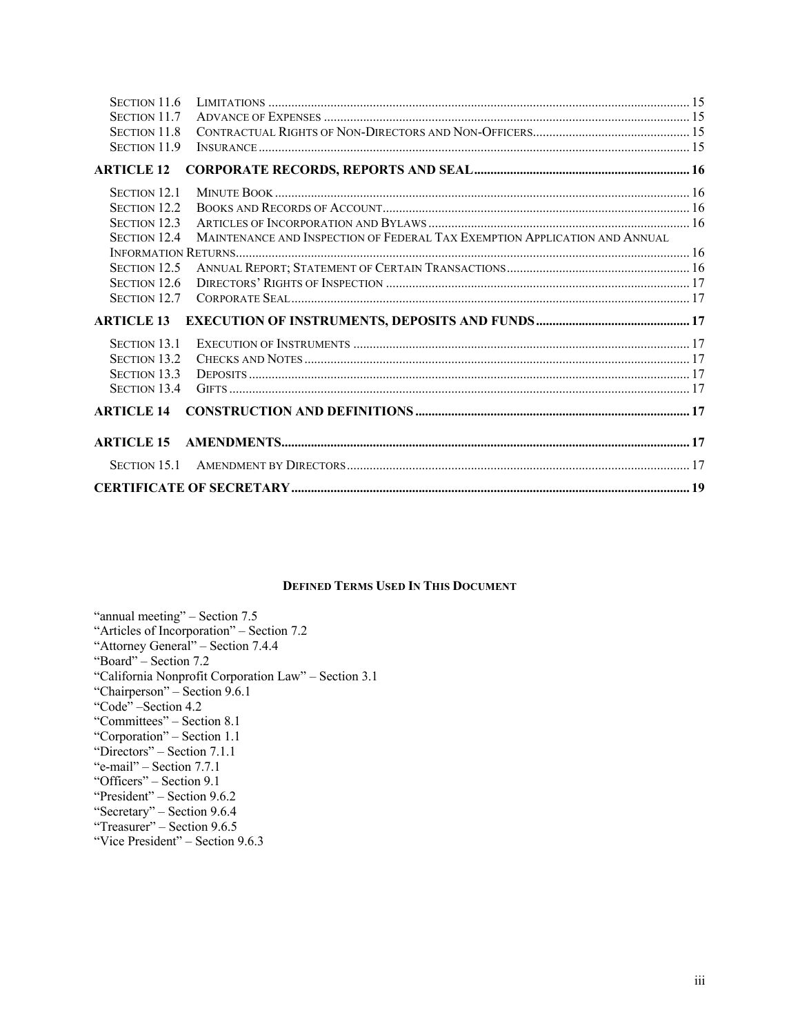Section 11.6 Limitations ..... 15
Section 11.7 Advance of Expenses ..... 15
Section 11.8 Contractual Rights of Non-Directors and Non-Officers ..... 15
Section 11.9 Insurance ..... 15

**ARTICLE 12 CORPORATE RECORDS, REPORTS AND SEAL ..... 16**

Section 12.1 Minute Book ..... 16
Section 12.2 Books and Records of Account ..... 16
Section 12.3 Articles of Incorporation and Bylaws ..... 16
Section 12.4 Maintenance and Inspection of Federal Tax Exemption Application and Annual Information Returns ..... 16
Section 12.5 Annual Report; Statement of Certain Transactions ..... 16
Section 12.6 Directors' Rights of Inspection ..... 17
Section 12.7 Corporate Seal ..... 17

**ARTICLE 13 EXECUTION OF INSTRUMENTS, DEPOSITS AND FUNDS ..... 17**

Section 13.1 Execution of Instruments ..... 17
Section 13.2 Checks and Notes ..... 17
Section 13.3 Deposits ..... 17
Section 13.4 Gifts ..... 17

**ARTICLE 14 CONSTRUCTION AND DEFINITIONS ..... 17**

**ARTICLE 15 AMENDMENTS ..... 17**

Section 15.1 Amendment by Directors ..... 17

**CERTIFICATE OF SECRETARY ..... 19**

**Defined Terms Used In This Document**

"annual meeting" – Section 7.5
"Articles of Incorporation" – Section 7.2
"Attorney General" – Section 7.4.4
"Board" – Section 7.2
"California Nonprofit Corporation Law" – Section 3.1
"Chairperson" – Section 9.6.1
"Code" –Section 4.2
"Committees" – Section 8.1
"Corporation" – Section 1.1
"Directors" – Section 7.1.1
"e-mail" – Section 7.7.1
"Officers" – Section 9.1
"President" – Section 9.6.2
"Secretary" – Section 9.6.4
"Treasurer" – Section 9.6.5
"Vice President" – Section 9.6.3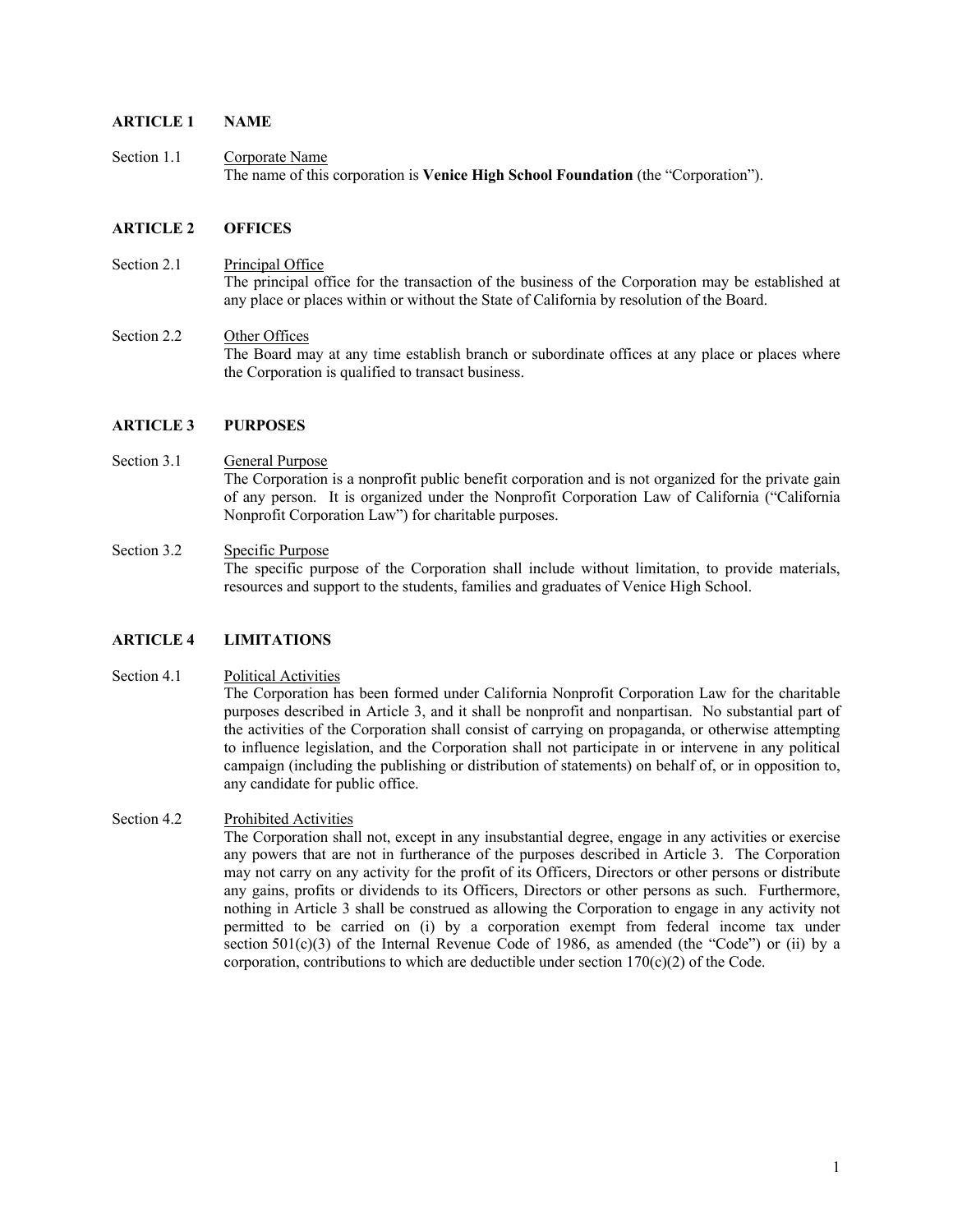## ARTICLE 1 NAME

Section 1.1 Corporate Name

The name of this corporation is **Venice High School Foundation** (the "Corporation").

## ARTICLE 2 OFFICES

Section 2.1 Principal Office

The principal office for the transaction of the business of the Corporation may be established at any place or places within or without the State of California by resolution of the Board.

Section 2.2 Other Offices

The Board may at any time establish branch or subordinate offices at any place or places where the Corporation is qualified to transact business.

## ARTICLE 3 PURPOSES

Section 3.1 General Purpose

The Corporation is a nonprofit public benefit corporation and is not organized for the private gain of any person. It is organized under the Nonprofit Corporation Law of California ("California Nonprofit Corporation Law") for charitable purposes.

Section 3.2 Specific Purpose

The specific purpose of the Corporation shall include without limitation, to provide materials, resources and support to the students, families and graduates of Venice High School.

## ARTICLE 4 LIMITATIONS

Section 4.1 Political Activities

The Corporation has been formed under California Nonprofit Corporation Law for the charitable purposes described in Article 3, and it shall be nonprofit and nonpartisan. No substantial part of the activities of the Corporation shall consist of carrying on propaganda, or otherwise attempting to influence legislation, and the Corporation shall not participate in or intervene in any political campaign (including the publishing or distribution of statements) on behalf of, or in opposition to, any candidate for public office.

Section 4.2 Prohibited Activities

The Corporation shall not, except in any insubstantial degree, engage in any activities or exercise any powers that are not in furtherance of the purposes described in Article 3. The Corporation may not carry on any activity for the profit of its Officers, Directors or other persons or distribute any gains, profits or dividends to its Officers, Directors or other persons as such. Furthermore, nothing in Article 3 shall be construed as allowing the Corporation to engage in any activity not permitted to be carried on (i) by a corporation exempt from federal income tax under section 501(c)(3) of the Internal Revenue Code of 1986, as amended (the "Code") or (ii) by a corporation, contributions to which are deductible under section 170(c)(2) of the Code.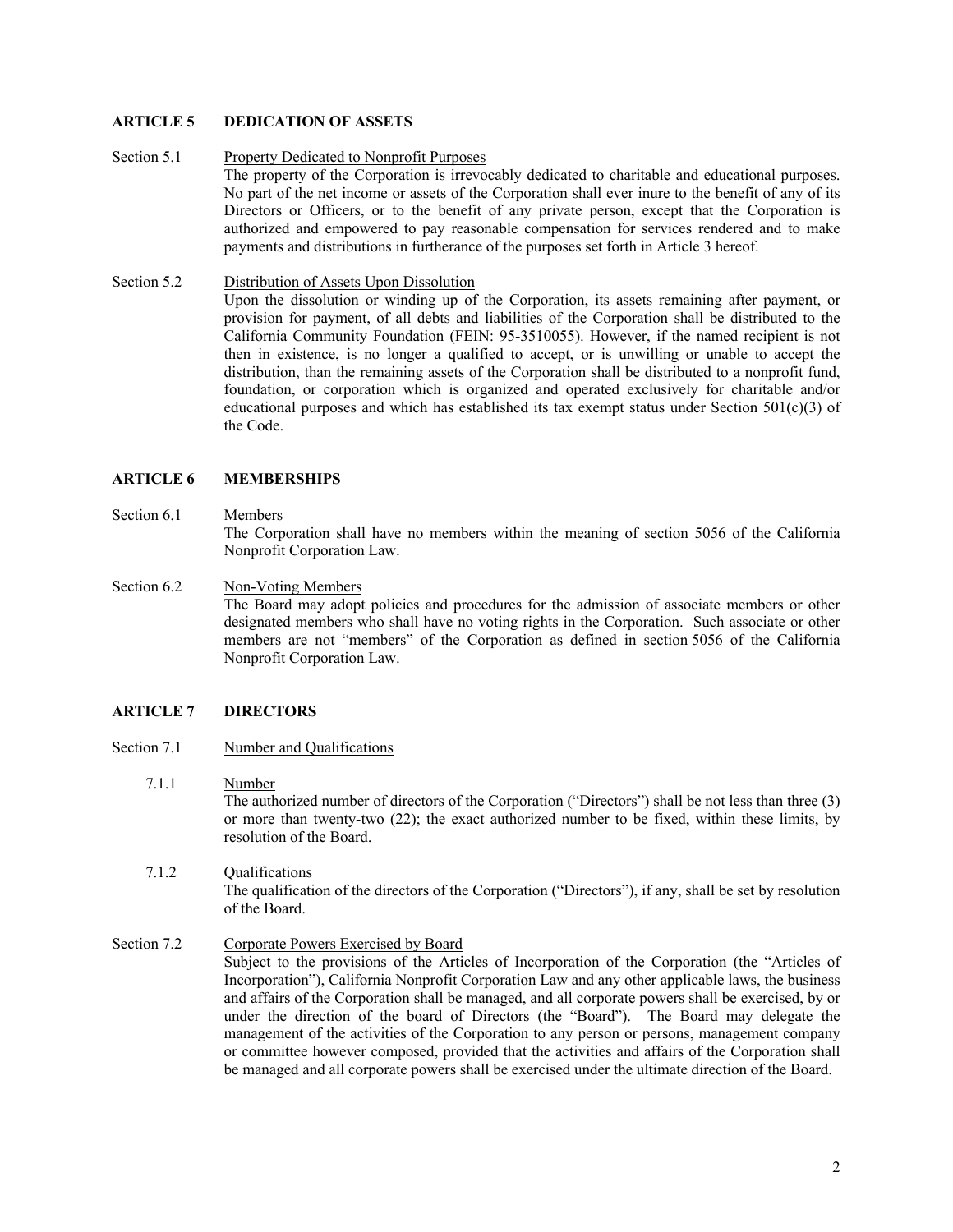## ARTICLE 5 DEDICATION OF ASSETS

Section 5.1 Property Dedicated to Nonprofit Purposes

The property of the Corporation is irrevocably dedicated to charitable and educational purposes. No part of the net income or assets of the Corporation shall ever inure to the benefit of any of its Directors or Officers, or to the benefit of any private person, except that the Corporation is authorized and empowered to pay reasonable compensation for services rendered and to make payments and distributions in furtherance of the purposes set forth in Article 3 hereof.

Section 5.2 Distribution of Assets Upon Dissolution

Upon the dissolution or winding up of the Corporation, its assets remaining after payment, or provision for payment, of all debts and liabilities of the Corporation shall be distributed to the California Community Foundation (FEIN: 95-3510055). However, if the named recipient is not then in existence, is no longer a qualified to accept, or is unwilling or unable to accept the distribution, than the remaining assets of the Corporation shall be distributed to a nonprofit fund, foundation, or corporation which is organized and operated exclusively for charitable and/or educational purposes and which has established its tax exempt status under Section 501(c)(3) of the Code.

## ARTICLE 6 MEMBERSHIPS

Section 6.1 Members

The Corporation shall have no members within the meaning of section 5056 of the California Nonprofit Corporation Law.

Section 6.2 Non-Voting Members

The Board may adopt policies and procedures for the admission of associate members or other designated members who shall have no voting rights in the Corporation. Such associate or other members are not "members" of the Corporation as defined in section 5056 of the California Nonprofit Corporation Law.

## ARTICLE 7 DIRECTORS

Section 7.1 Number and Qualifications

7.1.1 Number

The authorized number of directors of the Corporation ("Directors") shall be not less than three (3) or more than twenty-two (22); the exact authorized number to be fixed, within these limits, by resolution of the Board.

7.1.2 Qualifications

The qualification of the directors of the Corporation ("Directors"), if any, shall be set by resolution of the Board.

Section 7.2 Corporate Powers Exercised by Board

Subject to the provisions of the Articles of Incorporation of the Corporation (the "Articles of Incorporation"), California Nonprofit Corporation Law and any other applicable laws, the business and affairs of the Corporation shall be managed, and all corporate powers shall be exercised, by or under the direction of the board of Directors (the "Board"). The Board may delegate the management of the activities of the Corporation to any person or persons, management company or committee however composed, provided that the activities and affairs of the Corporation shall be managed and all corporate powers shall be exercised under the ultimate direction of the Board.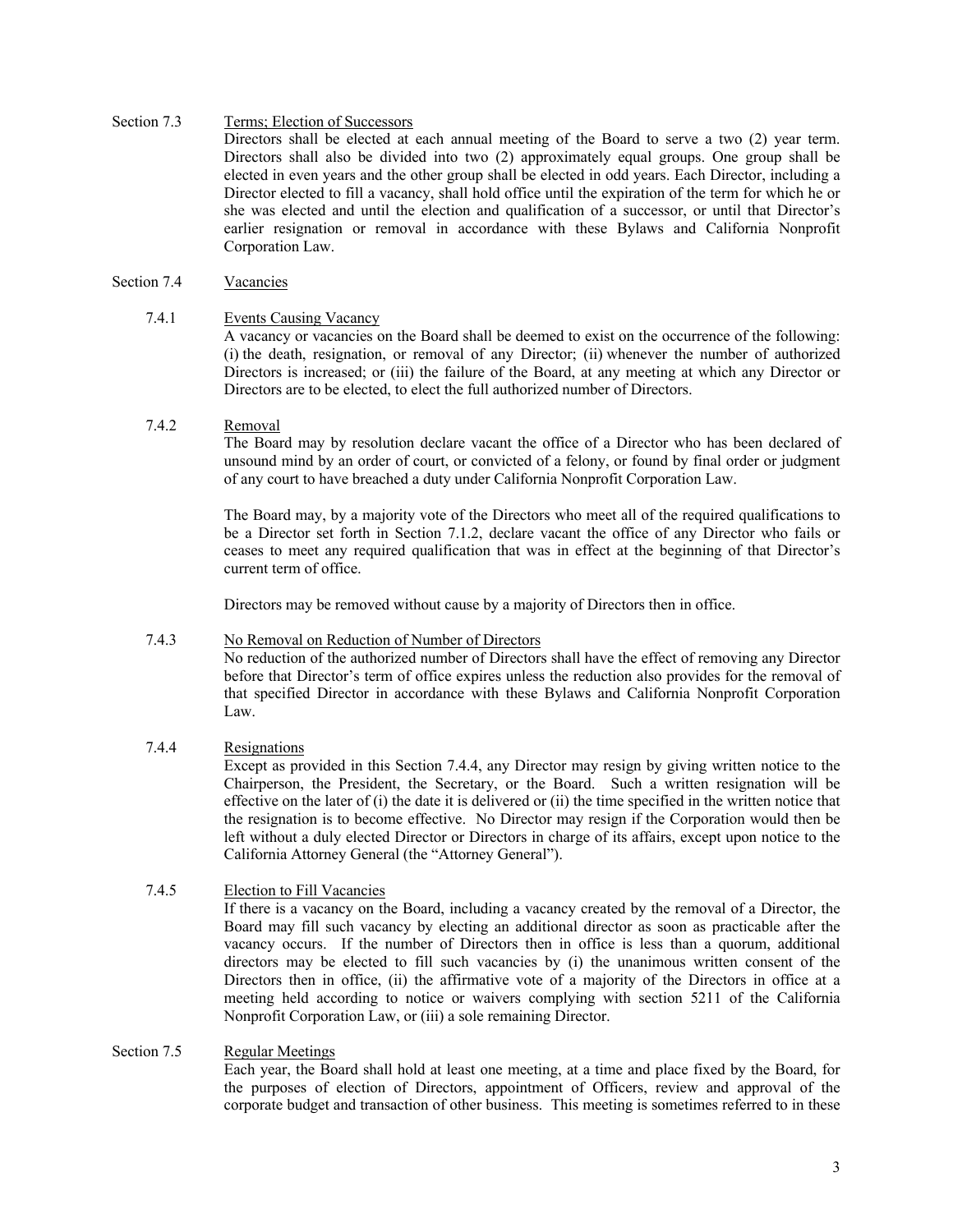### Section 7.3 Terms; Election of Successors

Directors shall be elected at each annual meeting of the Board to serve a two (2) year term. Directors shall also be divided into two (2) approximately equal groups. One group shall be elected in even years and the other group shall be elected in odd years. Each Director, including a Director elected to fill a vacancy, shall hold office until the expiration of the term for which he or she was elected and until the election and qualification of a successor, or until that Director's earlier resignation or removal in accordance with these Bylaws and California Nonprofit Corporation Law.

### Section 7.4 Vacancies

#### 7.4.1 Events Causing Vacancy

A vacancy or vacancies on the Board shall be deemed to exist on the occurrence of the following: (i) the death, resignation, or removal of any Director; (ii) whenever the number of authorized Directors is increased; or (iii) the failure of the Board, at any meeting at which any Director or Directors are to be elected, to elect the full authorized number of Directors.

#### 7.4.2 Removal

The Board may by resolution declare vacant the office of a Director who has been declared of unsound mind by an order of court, or convicted of a felony, or found by final order or judgment of any court to have breached a duty under California Nonprofit Corporation Law.

The Board may, by a majority vote of the Directors who meet all of the required qualifications to be a Director set forth in Section 7.1.2, declare vacant the office of any Director who fails or ceases to meet any required qualification that was in effect at the beginning of that Director's current term of office.

Directors may be removed without cause by a majority of Directors then in office.

#### 7.4.3 No Removal on Reduction of Number of Directors

No reduction of the authorized number of Directors shall have the effect of removing any Director before that Director's term of office expires unless the reduction also provides for the removal of that specified Director in accordance with these Bylaws and California Nonprofit Corporation Law.

#### 7.4.4 Resignations

Except as provided in this Section 7.4.4, any Director may resign by giving written notice to the Chairperson, the President, the Secretary, or the Board. Such a written resignation will be effective on the later of (i) the date it is delivered or (ii) the time specified in the written notice that the resignation is to become effective. No Director may resign if the Corporation would then be left without a duly elected Director or Directors in charge of its affairs, except upon notice to the California Attorney General (the "Attorney General").

#### 7.4.5 Election to Fill Vacancies

If there is a vacancy on the Board, including a vacancy created by the removal of a Director, the Board may fill such vacancy by electing an additional director as soon as practicable after the vacancy occurs. If the number of Directors then in office is less than a quorum, additional directors may be elected to fill such vacancies by (i) the unanimous written consent of the Directors then in office, (ii) the affirmative vote of a majority of the Directors in office at a meeting held according to notice or waivers complying with section 5211 of the California Nonprofit Corporation Law, or (iii) a sole remaining Director.

### Section 7.5 Regular Meetings

Each year, the Board shall hold at least one meeting, at a time and place fixed by the Board, for the purposes of election of Directors, appointment of Officers, review and approval of the corporate budget and transaction of other business. This meeting is sometimes referred to in these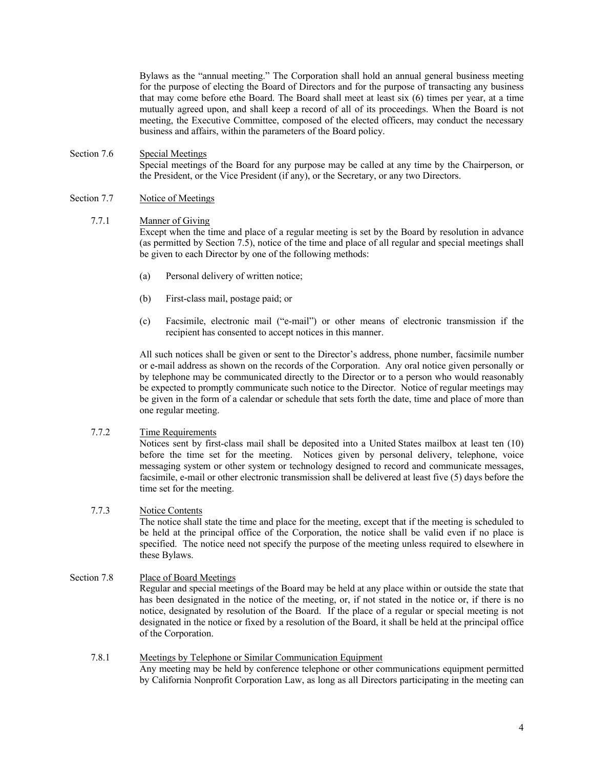Bylaws as the "annual meeting." The Corporation shall hold an annual general business meeting for the purpose of electing the Board of Directors and for the purpose of transacting any business that may come before ethe Board. The Board shall meet at least six (6) times per year, at a time mutually agreed upon, and shall keep a record of all of its proceedings. When the Board is not meeting, the Executive Committee, composed of the elected officers, may conduct the necessary business and affairs, within the parameters of the Board policy.

Section 7.6 Special Meetings

Special meetings of the Board for any purpose may be called at any time by the Chairperson, or the President, or the Vice President (if any), or the Secretary, or any two Directors.

Section 7.7 Notice of Meetings

7.7.1 Manner of Giving

Except when the time and place of a regular meeting is set by the Board by resolution in advance (as permitted by Section 7.5), notice of the time and place of all regular and special meetings shall be given to each Director by one of the following methods:

(a) Personal delivery of written notice;

(b) First-class mail, postage paid; or

(c) Facsimile, electronic mail ("e-mail") or other means of electronic transmission if the recipient has consented to accept notices in this manner.

All such notices shall be given or sent to the Director's address, phone number, facsimile number or e-mail address as shown on the records of the Corporation. Any oral notice given personally or by telephone may be communicated directly to the Director or to a person who would reasonably be expected to promptly communicate such notice to the Director. Notice of regular meetings may be given in the form of a calendar or schedule that sets forth the date, time and place of more than one regular meeting.

7.7.2 Time Requirements

Notices sent by first-class mail shall be deposited into a United States mailbox at least ten (10) before the time set for the meeting. Notices given by personal delivery, telephone, voice messaging system or other system or technology designed to record and communicate messages, facsimile, e-mail or other electronic transmission shall be delivered at least five (5) days before the time set for the meeting.

7.7.3 Notice Contents

The notice shall state the time and place for the meeting, except that if the meeting is scheduled to be held at the principal office of the Corporation, the notice shall be valid even if no place is specified. The notice need not specify the purpose of the meeting unless required to elsewhere in these Bylaws.

Section 7.8 Place of Board Meetings

Regular and special meetings of the Board may be held at any place within or outside the state that has been designated in the notice of the meeting, or, if not stated in the notice or, if there is no notice, designated by resolution of the Board. If the place of a regular or special meeting is not designated in the notice or fixed by a resolution of the Board, it shall be held at the principal office of the Corporation.

7.8.1 Meetings by Telephone or Similar Communication Equipment

Any meeting may be held by conference telephone or other communications equipment permitted by California Nonprofit Corporation Law, as long as all Directors participating in the meeting can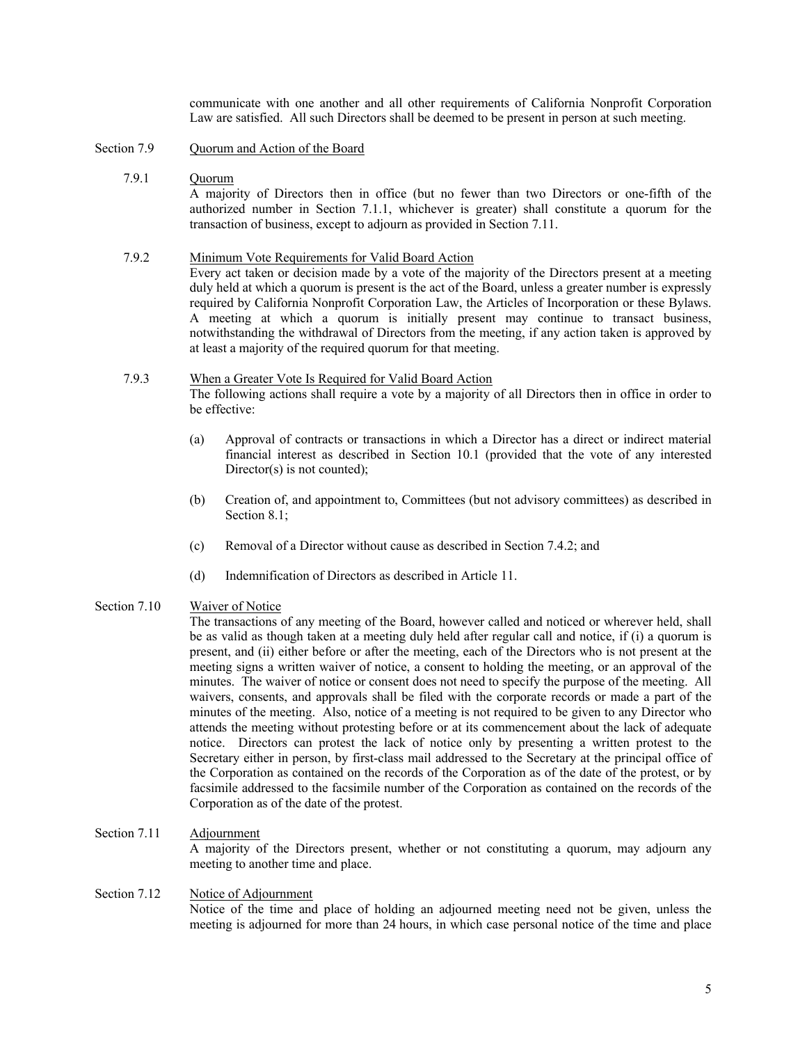communicate with one another and all other requirements of California Nonprofit Corporation Law are satisfied. All such Directors shall be deemed to be present in person at such meeting.

## Section 7.9 Quorum and Action of the Board

### 7.9.1 Quorum

A majority of Directors then in office (but no fewer than two Directors or one-fifth of the authorized number in Section 7.1.1, whichever is greater) shall constitute a quorum for the transaction of business, except to adjourn as provided in Section 7.11.

### 7.9.2 Minimum Vote Requirements for Valid Board Action

Every act taken or decision made by a vote of the majority of the Directors present at a meeting duly held at which a quorum is present is the act of the Board, unless a greater number is expressly required by California Nonprofit Corporation Law, the Articles of Incorporation or these Bylaws. A meeting at which a quorum is initially present may continue to transact business, notwithstanding the withdrawal of Directors from the meeting, if any action taken is approved by at least a majority of the required quorum for that meeting.

### 7.9.3 When a Greater Vote Is Required for Valid Board Action

The following actions shall require a vote by a majority of all Directors then in office in order to be effective:

(a) Approval of contracts or transactions in which a Director has a direct or indirect material financial interest as described in Section 10.1 (provided that the vote of any interested Director(s) is not counted);

(b) Creation of, and appointment to, Committees (but not advisory committees) as described in Section 8.1;

(c) Removal of a Director without cause as described in Section 7.4.2; and

(d) Indemnification of Directors as described in Article 11.

## Section 7.10 Waiver of Notice

The transactions of any meeting of the Board, however called and noticed or wherever held, shall be as valid as though taken at a meeting duly held after regular call and notice, if (i) a quorum is present, and (ii) either before or after the meeting, each of the Directors who is not present at the meeting signs a written waiver of notice, a consent to holding the meeting, or an approval of the minutes. The waiver of notice or consent does not need to specify the purpose of the meeting. All waivers, consents, and approvals shall be filed with the corporate records or made a part of the minutes of the meeting. Also, notice of a meeting is not required to be given to any Director who attends the meeting without protesting before or at its commencement about the lack of adequate notice. Directors can protest the lack of notice only by presenting a written protest to the Secretary either in person, by first-class mail addressed to the Secretary at the principal office of the Corporation as contained on the records of the Corporation as of the date of the protest, or by facsimile addressed to the facsimile number of the Corporation as contained on the records of the Corporation as of the date of the protest.

## Section 7.11 Adjournment

A majority of the Directors present, whether or not constituting a quorum, may adjourn any meeting to another time and place.

## Section 7.12 Notice of Adjournment

Notice of the time and place of holding an adjourned meeting need not be given, unless the meeting is adjourned for more than 24 hours, in which case personal notice of the time and place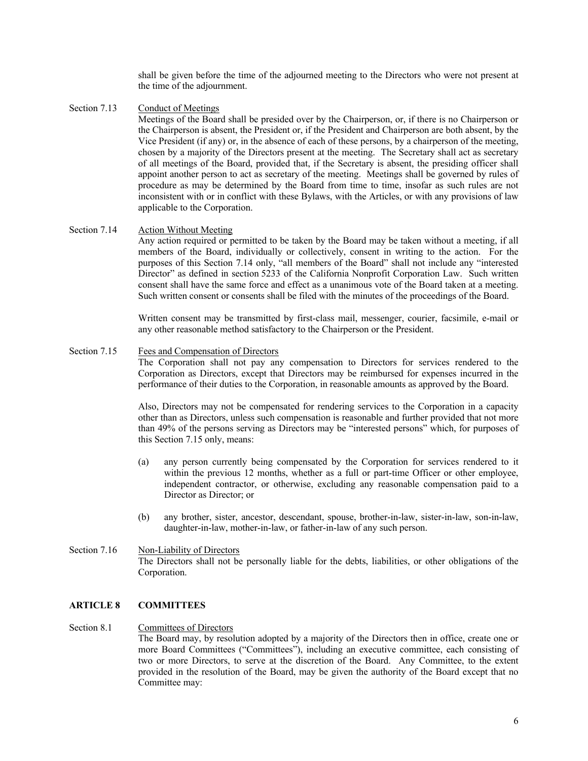shall be given before the time of the adjourned meeting to the Directors who were not present at the time of the adjournment.

Section 7.13 Conduct of Meetings

Meetings of the Board shall be presided over by the Chairperson, or, if there is no Chairperson or the Chairperson is absent, the President or, if the President and Chairperson are both absent, by the Vice President (if any) or, in the absence of each of these persons, by a chairperson of the meeting, chosen by a majority of the Directors present at the meeting. The Secretary shall act as secretary of all meetings of the Board, provided that, if the Secretary is absent, the presiding officer shall appoint another person to act as secretary of the meeting. Meetings shall be governed by rules of procedure as may be determined by the Board from time to time, insofar as such rules are not inconsistent with or in conflict with these Bylaws, with the Articles, or with any provisions of law applicable to the Corporation.

Section 7.14 Action Without Meeting

Any action required or permitted to be taken by the Board may be taken without a meeting, if all members of the Board, individually or collectively, consent in writing to the action. For the purposes of this Section 7.14 only, "all members of the Board" shall not include any "interested Director" as defined in section 5233 of the California Nonprofit Corporation Law. Such written consent shall have the same force and effect as a unanimous vote of the Board taken at a meeting. Such written consent or consents shall be filed with the minutes of the proceedings of the Board.

Written consent may be transmitted by first-class mail, messenger, courier, facsimile, e-mail or any other reasonable method satisfactory to the Chairperson or the President.

Section 7.15 Fees and Compensation of Directors

The Corporation shall not pay any compensation to Directors for services rendered to the Corporation as Directors, except that Directors may be reimbursed for expenses incurred in the performance of their duties to the Corporation, in reasonable amounts as approved by the Board.

Also, Directors may not be compensated for rendering services to the Corporation in a capacity other than as Directors, unless such compensation is reasonable and further provided that not more than 49% of the persons serving as Directors may be "interested persons" which, for purposes of this Section 7.15 only, means:

(a) any person currently being compensated by the Corporation for services rendered to it within the previous 12 months, whether as a full or part-time Officer or other employee, independent contractor, or otherwise, excluding any reasonable compensation paid to a Director as Director; or

(b) any brother, sister, ancestor, descendant, spouse, brother-in-law, sister-in-law, son-in-law, daughter-in-law, mother-in-law, or father-in-law of any such person.

Section 7.16 Non-Liability of Directors

The Directors shall not be personally liable for the debts, liabilities, or other obligations of the Corporation.

## ARTICLE 8 COMMITTEES

Section 8.1 Committees of Directors

The Board may, by resolution adopted by a majority of the Directors then in office, create one or more Board Committees ("Committees"), including an executive committee, each consisting of two or more Directors, to serve at the discretion of the Board. Any Committee, to the extent provided in the resolution of the Board, may be given the authority of the Board except that no Committee may: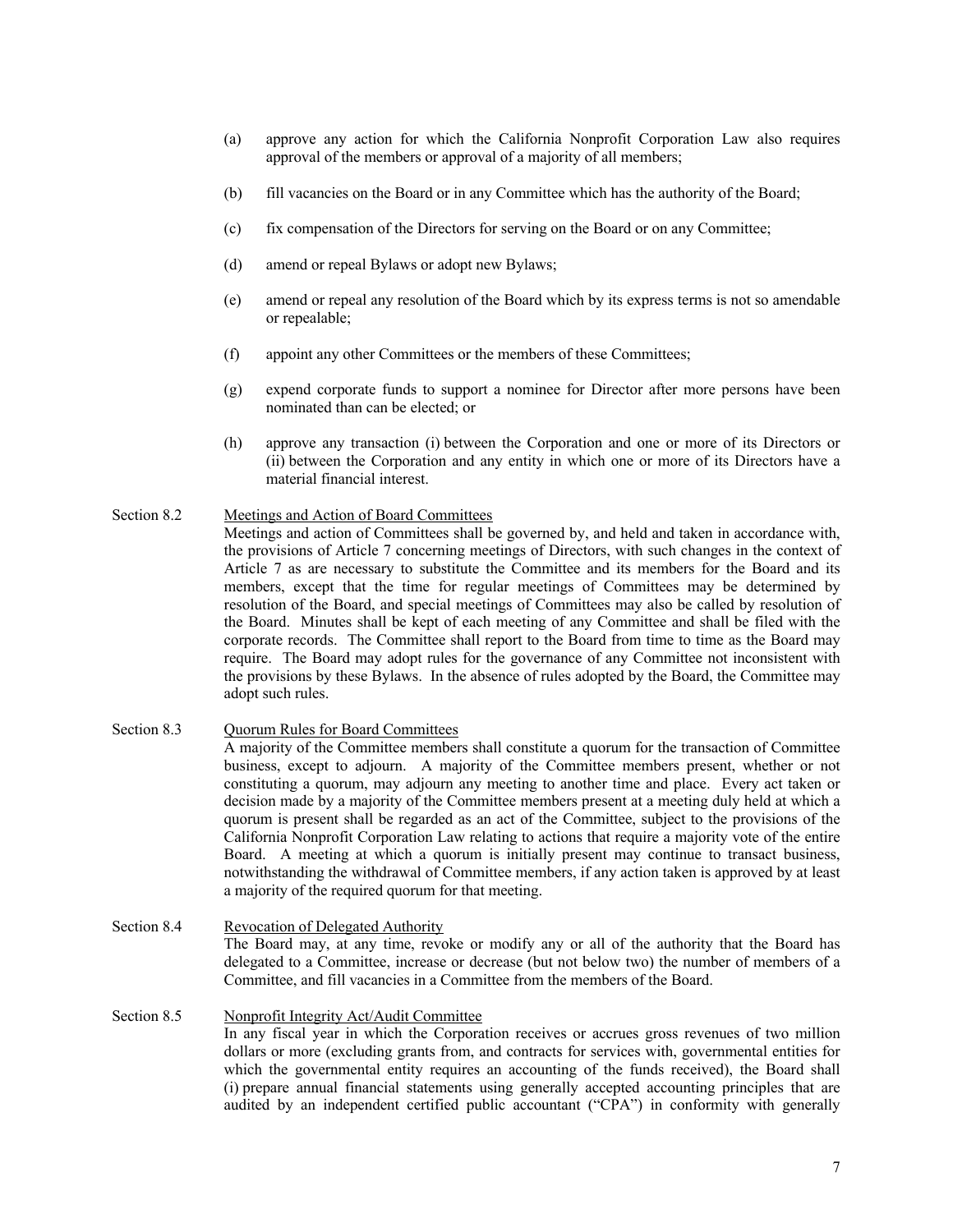(a) approve any action for which the California Nonprofit Corporation Law also requires approval of the members or approval of a majority of all members;

(b) fill vacancies on the Board or in any Committee which has the authority of the Board;

(c) fix compensation of the Directors for serving on the Board or on any Committee;

(d) amend or repeal Bylaws or adopt new Bylaws;

(e) amend or repeal any resolution of the Board which by its express terms is not so amendable or repealable;

(f) appoint any other Committees or the members of these Committees;

(g) expend corporate funds to support a nominee for Director after more persons have been nominated than can be elected; or

(h) approve any transaction (i) between the Corporation and one or more of its Directors or (ii) between the Corporation and any entity in which one or more of its Directors have a material financial interest.

Section 8.2 Meetings and Action of Board Committees

Meetings and action of Committees shall be governed by, and held and taken in accordance with, the provisions of Article 7 concerning meetings of Directors, with such changes in the context of Article 7 as are necessary to substitute the Committee and its members for the Board and its members, except that the time for regular meetings of Committees may be determined by resolution of the Board, and special meetings of Committees may also be called by resolution of the Board. Minutes shall be kept of each meeting of any Committee and shall be filed with the corporate records. The Committee shall report to the Board from time to time as the Board may require. The Board may adopt rules for the governance of any Committee not inconsistent with the provisions by these Bylaws. In the absence of rules adopted by the Board, the Committee may adopt such rules.

Section 8.3 Quorum Rules for Board Committees

A majority of the Committee members shall constitute a quorum for the transaction of Committee business, except to adjourn. A majority of the Committee members present, whether or not constituting a quorum, may adjourn any meeting to another time and place. Every act taken or decision made by a majority of the Committee members present at a meeting duly held at which a quorum is present shall be regarded as an act of the Committee, subject to the provisions of the California Nonprofit Corporation Law relating to actions that require a majority vote of the entire Board. A meeting at which a quorum is initially present may continue to transact business, notwithstanding the withdrawal of Committee members, if any action taken is approved by at least a majority of the required quorum for that meeting.

Section 8.4 Revocation of Delegated Authority

The Board may, at any time, revoke or modify any or all of the authority that the Board has delegated to a Committee, increase or decrease (but not below two) the number of members of a Committee, and fill vacancies in a Committee from the members of the Board.

Section 8.5 Nonprofit Integrity Act/Audit Committee

In any fiscal year in which the Corporation receives or accrues gross revenues of two million dollars or more (excluding grants from, and contracts for services with, governmental entities for which the governmental entity requires an accounting of the funds received), the Board shall (i) prepare annual financial statements using generally accepted accounting principles that are audited by an independent certified public accountant ("CPA") in conformity with generally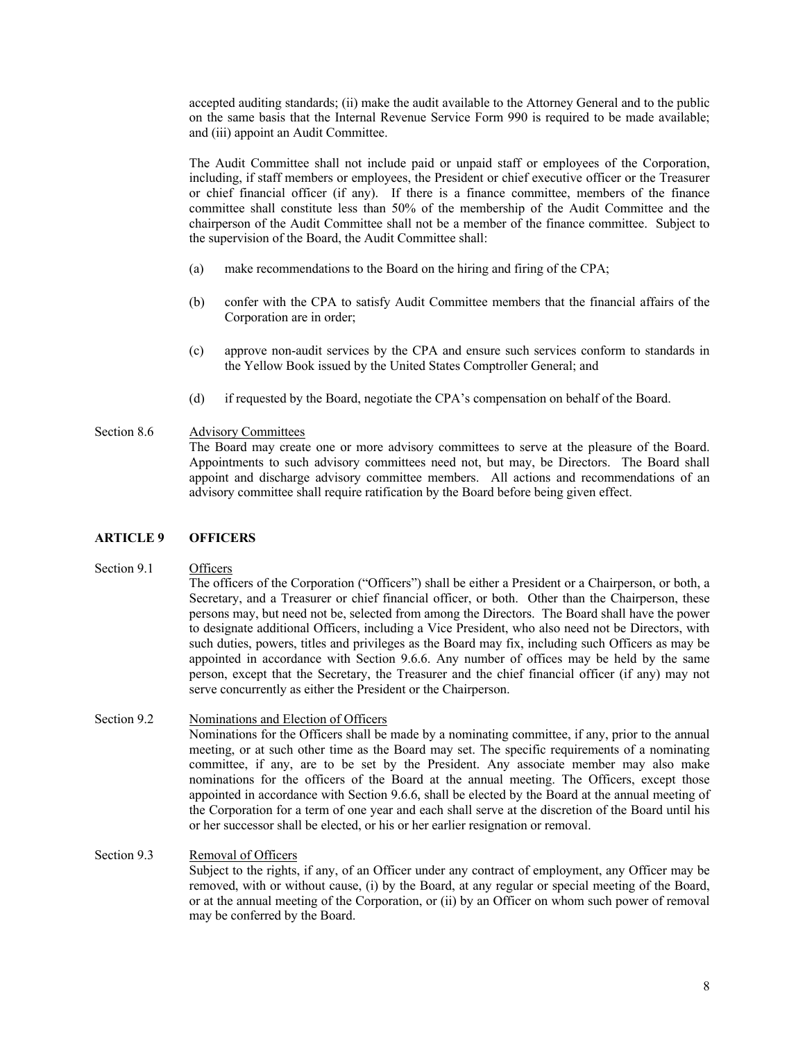accepted auditing standards; (ii) make the audit available to the Attorney General and to the public on the same basis that the Internal Revenue Service Form 990 is required to be made available; and (iii) appoint an Audit Committee.

The Audit Committee shall not include paid or unpaid staff or employees of the Corporation, including, if staff members or employees, the President or chief executive officer or the Treasurer or chief financial officer (if any). If there is a finance committee, members of the finance committee shall constitute less than 50% of the membership of the Audit Committee and the chairperson of the Audit Committee shall not be a member of the finance committee. Subject to the supervision of the Board, the Audit Committee shall:

(a) make recommendations to the Board on the hiring and firing of the CPA;

(b) confer with the CPA to satisfy Audit Committee members that the financial affairs of the Corporation are in order;

(c) approve non-audit services by the CPA and ensure such services conform to standards in the Yellow Book issued by the United States Comptroller General; and

(d) if requested by the Board, negotiate the CPA's compensation on behalf of the Board.

Section 8.6 Advisory Committees

The Board may create one or more advisory committees to serve at the pleasure of the Board. Appointments to such advisory committees need not, but may, be Directors. The Board shall appoint and discharge advisory committee members. All actions and recommendations of an advisory committee shall require ratification by the Board before being given effect.

## ARTICLE 9 OFFICERS

Section 9.1 Officers

The officers of the Corporation ("Officers") shall be either a President or a Chairperson, or both, a Secretary, and a Treasurer or chief financial officer, or both. Other than the Chairperson, these persons may, but need not be, selected from among the Directors. The Board shall have the power to designate additional Officers, including a Vice President, who also need not be Directors, with such duties, powers, titles and privileges as the Board may fix, including such Officers as may be appointed in accordance with Section 9.6.6. Any number of offices may be held by the same person, except that the Secretary, the Treasurer and the chief financial officer (if any) may not serve concurrently as either the President or the Chairperson.

Section 9.2 Nominations and Election of Officers

Nominations for the Officers shall be made by a nominating committee, if any, prior to the annual meeting, or at such other time as the Board may set. The specific requirements of a nominating committee, if any, are to be set by the President. Any associate member may also make nominations for the officers of the Board at the annual meeting. The Officers, except those appointed in accordance with Section 9.6.6, shall be elected by the Board at the annual meeting of the Corporation for a term of one year and each shall serve at the discretion of the Board until his or her successor shall be elected, or his or her earlier resignation or removal.

Section 9.3 Removal of Officers

Subject to the rights, if any, of an Officer under any contract of employment, any Officer may be removed, with or without cause, (i) by the Board, at any regular or special meeting of the Board, or at the annual meeting of the Corporation, or (ii) by an Officer on whom such power of removal may be conferred by the Board.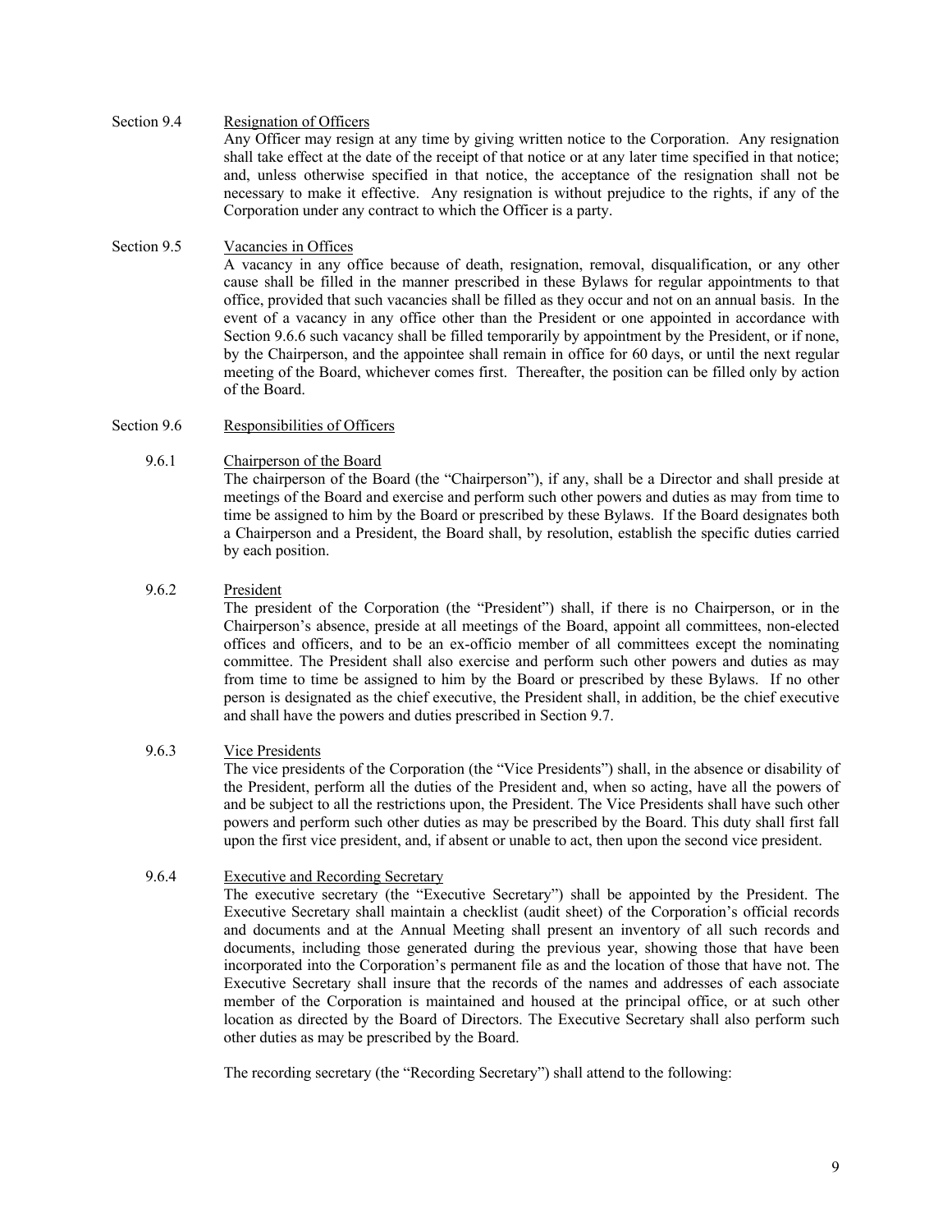## Section 9.4 Resignation of Officers

Any Officer may resign at any time by giving written notice to the Corporation. Any resignation shall take effect at the date of the receipt of that notice or at any later time specified in that notice; and, unless otherwise specified in that notice, the acceptance of the resignation shall not be necessary to make it effective. Any resignation is without prejudice to the rights, if any of the Corporation under any contract to which the Officer is a party.

## Section 9.5 Vacancies in Offices

A vacancy in any office because of death, resignation, removal, disqualification, or any other cause shall be filled in the manner prescribed in these Bylaws for regular appointments to that office, provided that such vacancies shall be filled as they occur and not on an annual basis. In the event of a vacancy in any office other than the President or one appointed in accordance with Section 9.6.6 such vacancy shall be filled temporarily by appointment by the President, or if none, by the Chairperson, and the appointee shall remain in office for 60 days, or until the next regular meeting of the Board, whichever comes first. Thereafter, the position can be filled only by action of the Board.

## Section 9.6 Responsibilities of Officers

### 9.6.1 Chairperson of the Board

The chairperson of the Board (the "Chairperson"), if any, shall be a Director and shall preside at meetings of the Board and exercise and perform such other powers and duties as may from time to time be assigned to him by the Board or prescribed by these Bylaws. If the Board designates both a Chairperson and a President, the Board shall, by resolution, establish the specific duties carried by each position.

### 9.6.2 President

The president of the Corporation (the "President") shall, if there is no Chairperson, or in the Chairperson's absence, preside at all meetings of the Board, appoint all committees, non-elected offices and officers, and to be an ex-officio member of all committees except the nominating committee. The President shall also exercise and perform such other powers and duties as may from time to time be assigned to him by the Board or prescribed by these Bylaws. If no other person is designated as the chief executive, the President shall, in addition, be the chief executive and shall have the powers and duties prescribed in Section 9.7.

### 9.6.3 Vice Presidents

The vice presidents of the Corporation (the "Vice Presidents") shall, in the absence or disability of the President, perform all the duties of the President and, when so acting, have all the powers of and be subject to all the restrictions upon, the President. The Vice Presidents shall have such other powers and perform such other duties as may be prescribed by the Board. This duty shall first fall upon the first vice president, and, if absent or unable to act, then upon the second vice president.

### 9.6.4 Executive and Recording Secretary

The executive secretary (the "Executive Secretary") shall be appointed by the President. The Executive Secretary shall maintain a checklist (audit sheet) of the Corporation's official records and documents and at the Annual Meeting shall present an inventory of all such records and documents, including those generated during the previous year, showing those that have been incorporated into the Corporation's permanent file as and the location of those that have not. The Executive Secretary shall insure that the records of the names and addresses of each associate member of the Corporation is maintained and housed at the principal office, or at such other location as directed by the Board of Directors. The Executive Secretary shall also perform such other duties as may be prescribed by the Board.

The recording secretary (the "Recording Secretary") shall attend to the following: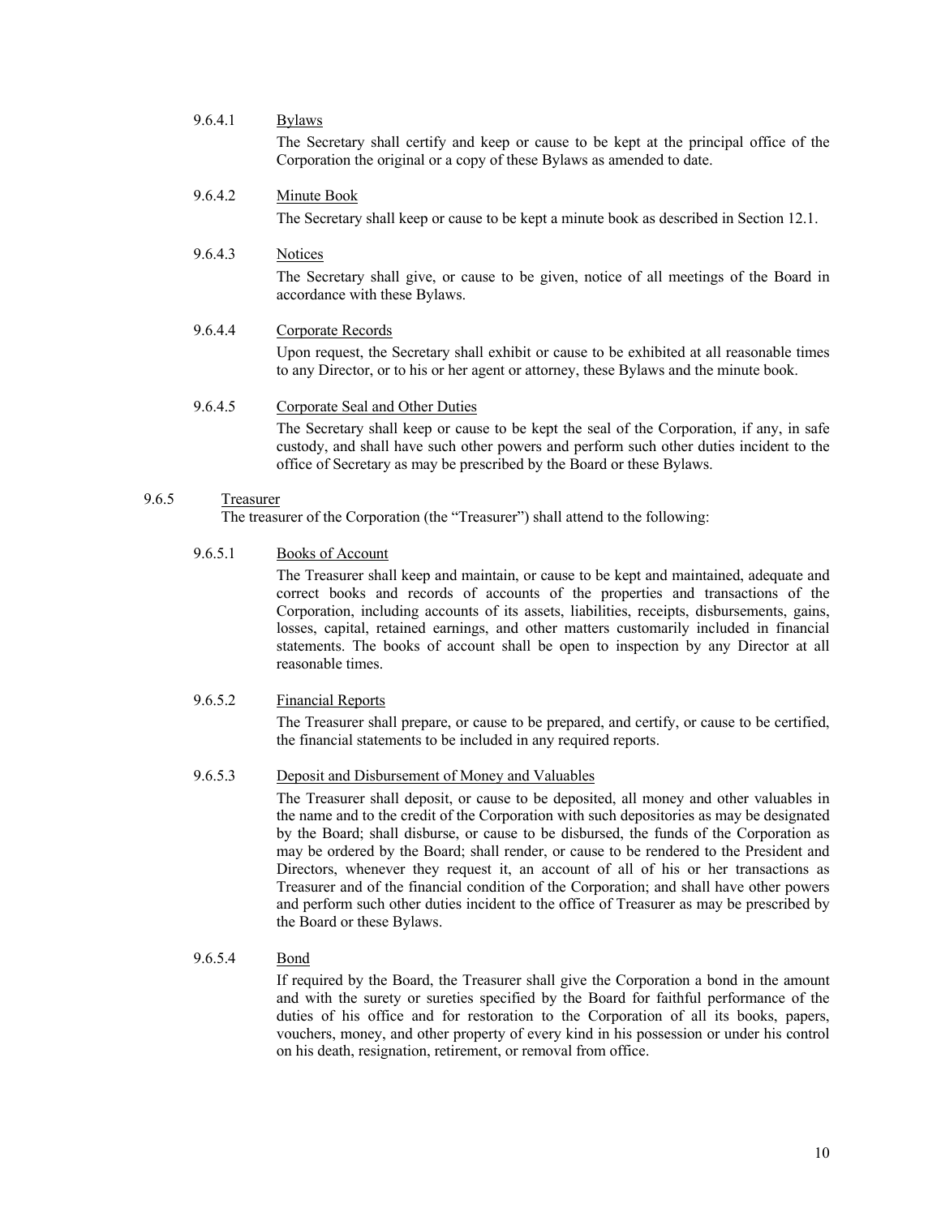9.6.4.1 Bylaws

The Secretary shall certify and keep or cause to be kept at the principal office of the Corporation the original or a copy of these Bylaws as amended to date.

9.6.4.2 Minute Book

The Secretary shall keep or cause to be kept a minute book as described in Section 12.1.

9.6.4.3 Notices

The Secretary shall give, or cause to be given, notice of all meetings of the Board in accordance with these Bylaws.

9.6.4.4 Corporate Records

Upon request, the Secretary shall exhibit or cause to be exhibited at all reasonable times to any Director, or to his or her agent or attorney, these Bylaws and the minute book.

9.6.4.5 Corporate Seal and Other Duties

The Secretary shall keep or cause to be kept the seal of the Corporation, if any, in safe custody, and shall have such other powers and perform such other duties incident to the office of Secretary as may be prescribed by the Board or these Bylaws.

9.6.5 Treasurer

The treasurer of the Corporation (the "Treasurer") shall attend to the following:

9.6.5.1 Books of Account

The Treasurer shall keep and maintain, or cause to be kept and maintained, adequate and correct books and records of accounts of the properties and transactions of the Corporation, including accounts of its assets, liabilities, receipts, disbursements, gains, losses, capital, retained earnings, and other matters customarily included in financial statements. The books of account shall be open to inspection by any Director at all reasonable times.

9.6.5.2 Financial Reports

The Treasurer shall prepare, or cause to be prepared, and certify, or cause to be certified, the financial statements to be included in any required reports.

9.6.5.3 Deposit and Disbursement of Money and Valuables

The Treasurer shall deposit, or cause to be deposited, all money and other valuables in the name and to the credit of the Corporation with such depositories as may be designated by the Board; shall disburse, or cause to be disbursed, the funds of the Corporation as may be ordered by the Board; shall render, or cause to be rendered to the President and Directors, whenever they request it, an account of all of his or her transactions as Treasurer and of the financial condition of the Corporation; and shall have other powers and perform such other duties incident to the office of Treasurer as may be prescribed by the Board or these Bylaws.

9.6.5.4 Bond

If required by the Board, the Treasurer shall give the Corporation a bond in the amount and with the surety or sureties specified by the Board for faithful performance of the duties of his office and for restoration to the Corporation of all its books, papers, vouchers, money, and other property of every kind in his possession or under his control on his death, resignation, retirement, or removal from office.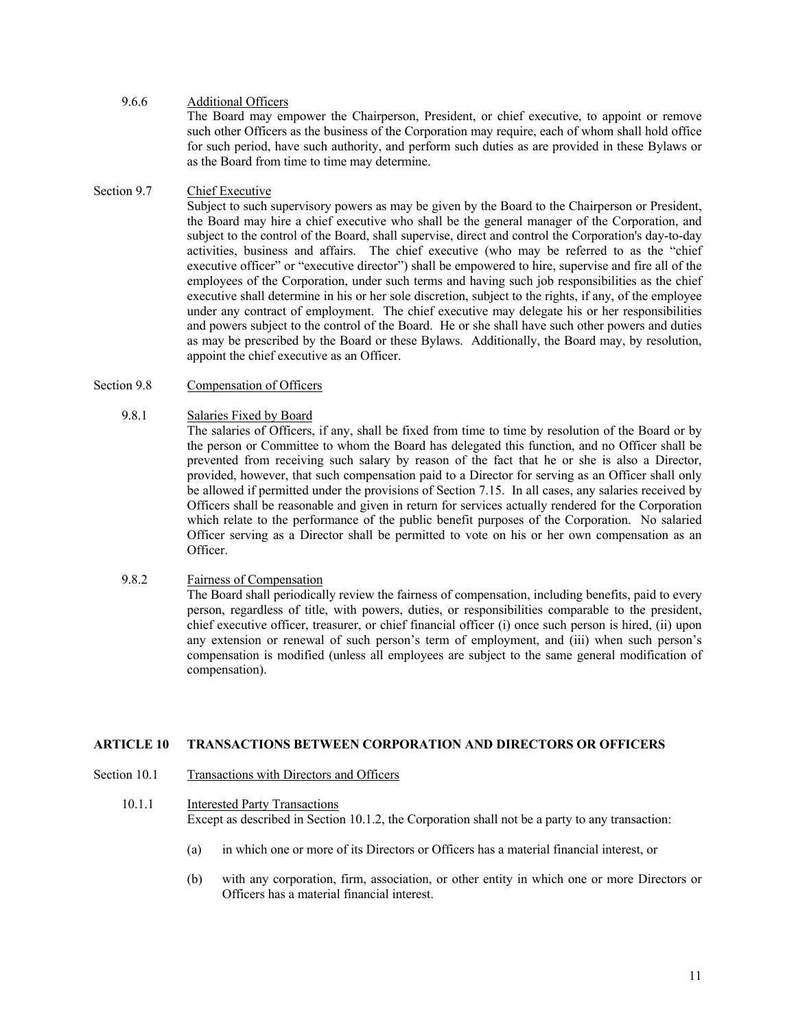#### 9.6.6 Additional Officers

The Board may empower the Chairperson, President, or chief executive, to appoint or remove such other Officers as the business of the Corporation may require, each of whom shall hold office for such period, have such authority, and perform such duties as are provided in these Bylaws or as the Board from time to time may determine.

### Section 9.7 Chief Executive

Subject to such supervisory powers as may be given by the Board to the Chairperson or President, the Board may hire a chief executive who shall be the general manager of the Corporation, and subject to the control of the Board, shall supervise, direct and control the Corporation's day-to-day activities, business and affairs. The chief executive (who may be referred to as the "chief executive officer" or "executive director") shall be empowered to hire, supervise and fire all of the employees of the Corporation, under such terms and having such job responsibilities as the chief executive shall determine in his or her sole discretion, subject to the rights, if any, of the employee under any contract of employment. The chief executive may delegate his or her responsibilities and powers subject to the control of the Board. He or she shall have such other powers and duties as may be prescribed by the Board or these Bylaws. Additionally, the Board may, by resolution, appoint the chief executive as an Officer.

### Section 9.8 Compensation of Officers

#### 9.8.1 Salaries Fixed by Board

The salaries of Officers, if any, shall be fixed from time to time by resolution of the Board or by the person or Committee to whom the Board has delegated this function, and no Officer shall be prevented from receiving such salary by reason of the fact that he or she is also a Director, provided, however, that such compensation paid to a Director for serving as an Officer shall only be allowed if permitted under the provisions of Section 7.15. In all cases, any salaries received by Officers shall be reasonable and given in return for services actually rendered for the Corporation which relate to the performance of the public benefit purposes of the Corporation. No salaried Officer serving as a Director shall be permitted to vote on his or her own compensation as an Officer.

#### 9.8.2 Fairness of Compensation

The Board shall periodically review the fairness of compensation, including benefits, paid to every person, regardless of title, with powers, duties, or responsibilities comparable to the president, chief executive officer, treasurer, or chief financial officer (i) once such person is hired, (ii) upon any extension or renewal of such person's term of employment, and (iii) when such person's compensation is modified (unless all employees are subject to the same general modification of compensation).

## ARTICLE 10 TRANSACTIONS BETWEEN CORPORATION AND DIRECTORS OR OFFICERS

### Section 10.1 Transactions with Directors and Officers

#### 10.1.1 Interested Party Transactions

Except as described in Section 10.1.2, the Corporation shall not be a party to any transaction:

(a) in which one or more of its Directors or Officers has a material financial interest, or

(b) with any corporation, firm, association, or other entity in which one or more Directors or Officers has a material financial interest.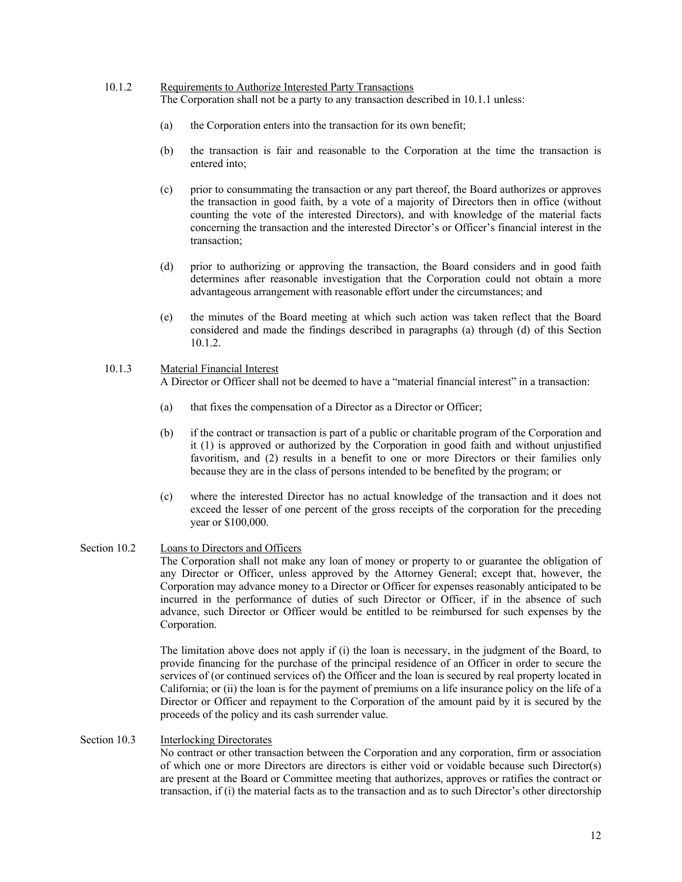10.1.2 Requirements to Authorize Interested Party Transactions

The Corporation shall not be a party to any transaction described in 10.1.1 unless:

(a) the Corporation enters into the transaction for its own benefit;

(b) the transaction is fair and reasonable to the Corporation at the time the transaction is entered into;

(c) prior to consummating the transaction or any part thereof, the Board authorizes or approves the transaction in good faith, by a vote of a majority of Directors then in office (without counting the vote of the interested Directors), and with knowledge of the material facts concerning the transaction and the interested Director's or Officer's financial interest in the transaction;

(d) prior to authorizing or approving the transaction, the Board considers and in good faith determines after reasonable investigation that the Corporation could not obtain a more advantageous arrangement with reasonable effort under the circumstances; and

(e) the minutes of the Board meeting at which such action was taken reflect that the Board considered and made the findings described in paragraphs (a) through (d) of this Section 10.1.2.

10.1.3 Material Financial Interest

A Director or Officer shall not be deemed to have a "material financial interest" in a transaction:

(a) that fixes the compensation of a Director as a Director or Officer;

(b) if the contract or transaction is part of a public or charitable program of the Corporation and it (1) is approved or authorized by the Corporation in good faith and without unjustified favoritism, and (2) results in a benefit to one or more Directors or their families only because they are in the class of persons intended to be benefited by the program; or

(c) where the interested Director has no actual knowledge of the transaction and it does not exceed the lesser of one percent of the gross receipts of the corporation for the preceding year or $100,000.

Section 10.2 Loans to Directors and Officers

The Corporation shall not make any loan of money or property to or guarantee the obligation of any Director or Officer, unless approved by the Attorney General; except that, however, the Corporation may advance money to a Director or Officer for expenses reasonably anticipated to be incurred in the performance of duties of such Director or Officer, if in the absence of such advance, such Director or Officer would be entitled to be reimbursed for such expenses by the Corporation.

The limitation above does not apply if (i) the loan is necessary, in the judgment of the Board, to provide financing for the purchase of the principal residence of an Officer in order to secure the services of (or continued services of) the Officer and the loan is secured by real property located in California; or (ii) the loan is for the payment of premiums on a life insurance policy on the life of a Director or Officer and repayment to the Corporation of the amount paid by it is secured by the proceeds of the policy and its cash surrender value.

Section 10.3 Interlocking Directorates

No contract or other transaction between the Corporation and any corporation, firm or association of which one or more Directors are directors is either void or voidable because such Director(s) are present at the Board or Committee meeting that authorizes, approves or ratifies the contract or transaction, if (i) the material facts as to the transaction and as to such Director's other directorship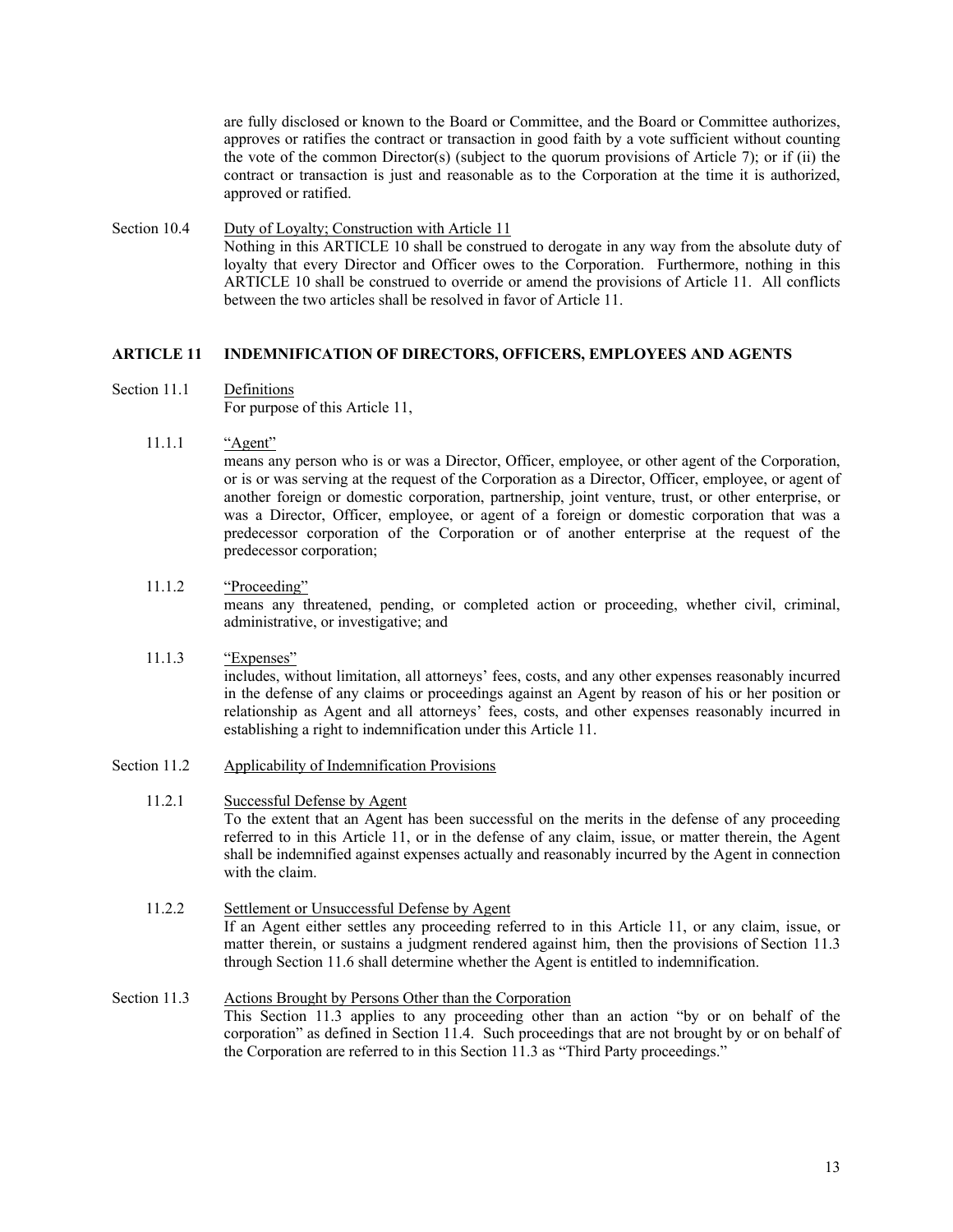are fully disclosed or known to the Board or Committee, and the Board or Committee authorizes, approves or ratifies the contract or transaction in good faith by a vote sufficient without counting the vote of the common Director(s) (subject to the quorum provisions of Article 7); or if (ii) the contract or transaction is just and reasonable as to the Corporation at the time it is authorized, approved or ratified.

Section 10.4 Duty of Loyalty; Construction with Article 11

Nothing in this ARTICLE 10 shall be construed to derogate in any way from the absolute duty of loyalty that every Director and Officer owes to the Corporation. Furthermore, nothing in this ARTICLE 10 shall be construed to override or amend the provisions of Article 11. All conflicts between the two articles shall be resolved in favor of Article 11.

## ARTICLE 11 INDEMNIFICATION OF DIRECTORS, OFFICERS, EMPLOYEES AND AGENTS

Section 11.1 Definitions

For purpose of this Article 11,

11.1.1 "Agent"

means any person who is or was a Director, Officer, employee, or other agent of the Corporation, or is or was serving at the request of the Corporation as a Director, Officer, employee, or agent of another foreign or domestic corporation, partnership, joint venture, trust, or other enterprise, or was a Director, Officer, employee, or agent of a foreign or domestic corporation that was a predecessor corporation of the Corporation or of another enterprise at the request of the predecessor corporation;

11.1.2 "Proceeding"

means any threatened, pending, or completed action or proceeding, whether civil, criminal, administrative, or investigative; and

11.1.3 "Expenses"

includes, without limitation, all attorneys' fees, costs, and any other expenses reasonably incurred in the defense of any claims or proceedings against an Agent by reason of his or her position or relationship as Agent and all attorneys' fees, costs, and other expenses reasonably incurred in establishing a right to indemnification under this Article 11.

Section 11.2 Applicability of Indemnification Provisions

11.2.1 Successful Defense by Agent

To the extent that an Agent has been successful on the merits in the defense of any proceeding referred to in this Article 11, or in the defense of any claim, issue, or matter therein, the Agent shall be indemnified against expenses actually and reasonably incurred by the Agent in connection with the claim.

11.2.2 Settlement or Unsuccessful Defense by Agent

If an Agent either settles any proceeding referred to in this Article 11, or any claim, issue, or matter therein, or sustains a judgment rendered against him, then the provisions of Section 11.3 through Section 11.6 shall determine whether the Agent is entitled to indemnification.

Section 11.3 Actions Brought by Persons Other than the Corporation

This Section 11.3 applies to any proceeding other than an action "by or on behalf of the corporation" as defined in Section 11.4. Such proceedings that are not brought by or on behalf of the Corporation are referred to in this Section 11.3 as "Third Party proceedings."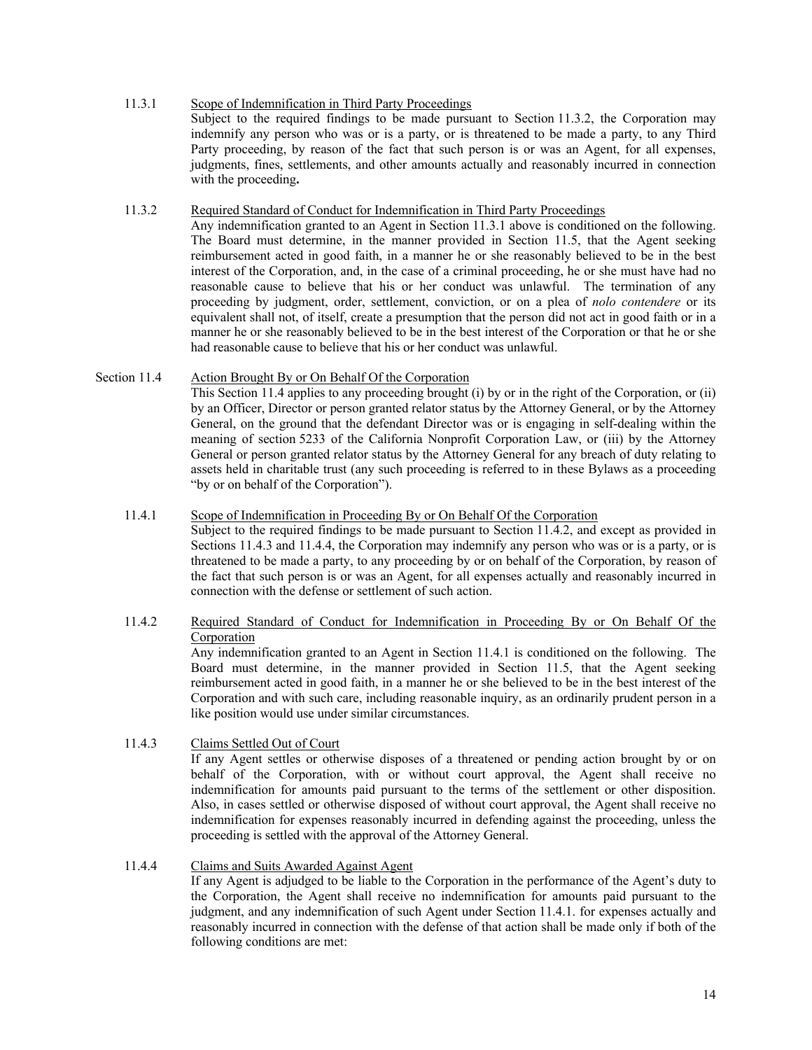11.3.1 Scope of Indemnification in Third Party Proceedings

Subject to the required findings to be made pursuant to Section 11.3.2, the Corporation may indemnify any person who was or is a party, or is threatened to be made a party, to any Third Party proceeding, by reason of the fact that such person is or was an Agent, for all expenses, judgments, fines, settlements, and other amounts actually and reasonably incurred in connection with the proceeding**.**

11.3.2 Required Standard of Conduct for Indemnification in Third Party Proceedings

Any indemnification granted to an Agent in Section 11.3.1 above is conditioned on the following. The Board must determine, in the manner provided in Section 11.5, that the Agent seeking reimbursement acted in good faith, in a manner he or she reasonably believed to be in the best interest of the Corporation, and, in the case of a criminal proceeding, he or she must have had no reasonable cause to believe that his or her conduct was unlawful. The termination of any proceeding by judgment, order, settlement, conviction, or on a plea of *nolo contendere* or its equivalent shall not, of itself, create a presumption that the person did not act in good faith or in a manner he or she reasonably believed to be in the best interest of the Corporation or that he or she had reasonable cause to believe that his or her conduct was unlawful.

Section 11.4 Action Brought By or On Behalf Of the Corporation

This Section 11.4 applies to any proceeding brought (i) by or in the right of the Corporation, or (ii) by an Officer, Director or person granted relator status by the Attorney General, or by the Attorney General, on the ground that the defendant Director was or is engaging in self-dealing within the meaning of section 5233 of the California Nonprofit Corporation Law, or (iii) by the Attorney General or person granted relator status by the Attorney General for any breach of duty relating to assets held in charitable trust (any such proceeding is referred to in these Bylaws as a proceeding "by or on behalf of the Corporation").

11.4.1 Scope of Indemnification in Proceeding By or On Behalf Of the Corporation

Subject to the required findings to be made pursuant to Section 11.4.2, and except as provided in Sections 11.4.3 and 11.4.4, the Corporation may indemnify any person who was or is a party, or is threatened to be made a party, to any proceeding by or on behalf of the Corporation, by reason of the fact that such person is or was an Agent, for all expenses actually and reasonably incurred in connection with the defense or settlement of such action.

11.4.2 Required Standard of Conduct for Indemnification in Proceeding By or On Behalf Of the Corporation

Any indemnification granted to an Agent in Section 11.4.1 is conditioned on the following. The Board must determine, in the manner provided in Section 11.5, that the Agent seeking reimbursement acted in good faith, in a manner he or she believed to be in the best interest of the Corporation and with such care, including reasonable inquiry, as an ordinarily prudent person in a like position would use under similar circumstances.

11.4.3 Claims Settled Out of Court

If any Agent settles or otherwise disposes of a threatened or pending action brought by or on behalf of the Corporation, with or without court approval, the Agent shall receive no indemnification for amounts paid pursuant to the terms of the settlement or other disposition. Also, in cases settled or otherwise disposed of without court approval, the Agent shall receive no indemnification for expenses reasonably incurred in defending against the proceeding, unless the proceeding is settled with the approval of the Attorney General.

11.4.4 Claims and Suits Awarded Against Agent

If any Agent is adjudged to be liable to the Corporation in the performance of the Agent's duty to the Corporation, the Agent shall receive no indemnification for amounts paid pursuant to the judgment, and any indemnification of such Agent under Section 11.4.1. for expenses actually and reasonably incurred in connection with the defense of that action shall be made only if both of the following conditions are met: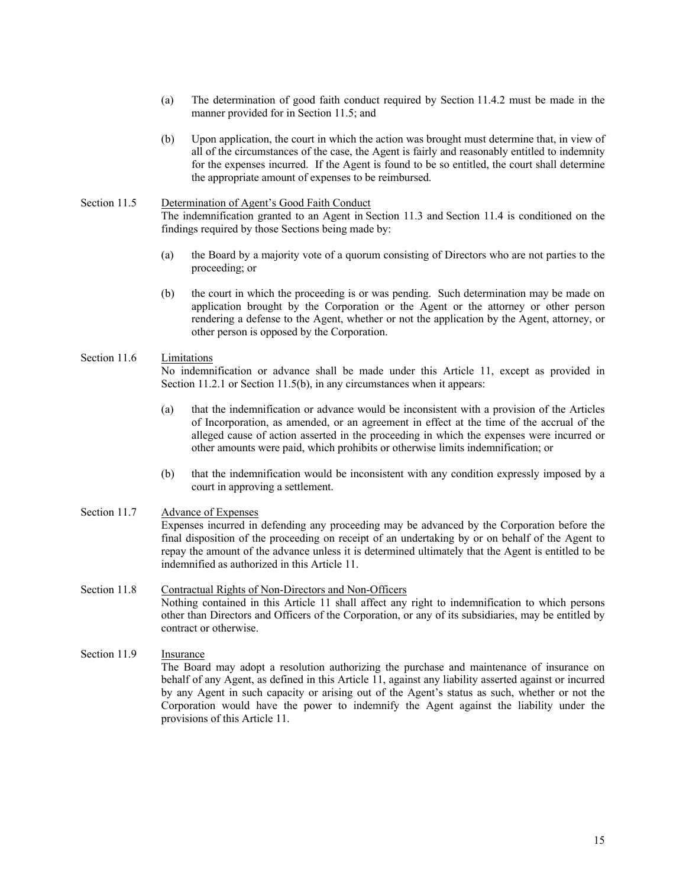(a) The determination of good faith conduct required by Section 11.4.2 must be made in the manner provided for in Section 11.5; and

(b) Upon application, the court in which the action was brought must determine that, in view of all of the circumstances of the case, the Agent is fairly and reasonably entitled to indemnity for the expenses incurred. If the Agent is found to be so entitled, the court shall determine the appropriate amount of expenses to be reimbursed.

Section 11.5 Determination of Agent's Good Faith Conduct

The indemnification granted to an Agent in Section 11.3 and Section 11.4 is conditioned on the findings required by those Sections being made by:

(a) the Board by a majority vote of a quorum consisting of Directors who are not parties to the proceeding; or

(b) the court in which the proceeding is or was pending. Such determination may be made on application brought by the Corporation or the Agent or the attorney or other person rendering a defense to the Agent, whether or not the application by the Agent, attorney, or other person is opposed by the Corporation.

Section 11.6 Limitations

No indemnification or advance shall be made under this Article 11, except as provided in Section 11.2.1 or Section 11.5(b), in any circumstances when it appears:

(a) that the indemnification or advance would be inconsistent with a provision of the Articles of Incorporation, as amended, or an agreement in effect at the time of the accrual of the alleged cause of action asserted in the proceeding in which the expenses were incurred or other amounts were paid, which prohibits or otherwise limits indemnification; or

(b) that the indemnification would be inconsistent with any condition expressly imposed by a court in approving a settlement.

Section 11.7 Advance of Expenses

Expenses incurred in defending any proceeding may be advanced by the Corporation before the final disposition of the proceeding on receipt of an undertaking by or on behalf of the Agent to repay the amount of the advance unless it is determined ultimately that the Agent is entitled to be indemnified as authorized in this Article 11.

Section 11.8 Contractual Rights of Non-Directors and Non-Officers

Nothing contained in this Article 11 shall affect any right to indemnification to which persons other than Directors and Officers of the Corporation, or any of its subsidiaries, may be entitled by contract or otherwise.

Section 11.9 Insurance

The Board may adopt a resolution authorizing the purchase and maintenance of insurance on behalf of any Agent, as defined in this Article 11, against any liability asserted against or incurred by any Agent in such capacity or arising out of the Agent's status as such, whether or not the Corporation would have the power to indemnify the Agent against the liability under the provisions of this Article 11.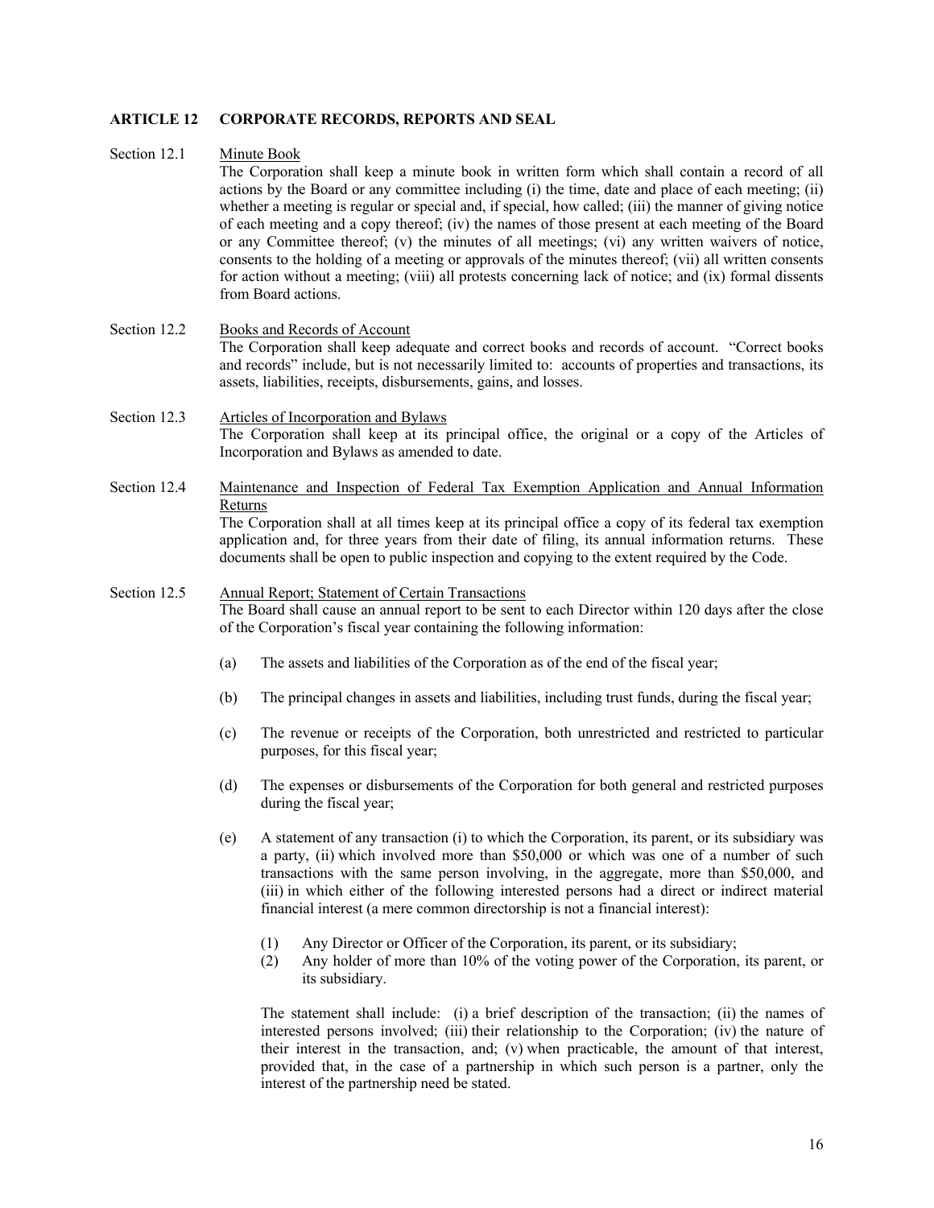## ARTICLE 12 CORPORATE RECORDS, REPORTS AND SEAL

**Section 12.1** Minute Book

The Corporation shall keep a minute book in written form which shall contain a record of all actions by the Board or any committee including (i) the time, date and place of each meeting; (ii) whether a meeting is regular or special and, if special, how called; (iii) the manner of giving notice of each meeting and a copy thereof; (iv) the names of those present at each meeting of the Board or any Committee thereof; (v) the minutes of all meetings; (vi) any written waivers of notice, consents to the holding of a meeting or approvals of the minutes thereof; (vii) all written consents for action without a meeting; (viii) all protests concerning lack of notice; and (ix) formal dissents from Board actions.

**Section 12.2** Books and Records of Account

The Corporation shall keep adequate and correct books and records of account. "Correct books and records" include, but is not necessarily limited to: accounts of properties and transactions, its assets, liabilities, receipts, disbursements, gains, and losses.

**Section 12.3** Articles of Incorporation and Bylaws

The Corporation shall keep at its principal office, the original or a copy of the Articles of Incorporation and Bylaws as amended to date.

**Section 12.4** Maintenance and Inspection of Federal Tax Exemption Application and Annual Information Returns

The Corporation shall at all times keep at its principal office a copy of its federal tax exemption application and, for three years from their date of filing, its annual information returns. These documents shall be open to public inspection and copying to the extent required by the Code.

**Section 12.5** Annual Report; Statement of Certain Transactions

The Board shall cause an annual report to be sent to each Director within 120 days after the close of the Corporation's fiscal year containing the following information:

(a) The assets and liabilities of the Corporation as of the end of the fiscal year;

(b) The principal changes in assets and liabilities, including trust funds, during the fiscal year;

(c) The revenue or receipts of the Corporation, both unrestricted and restricted to particular purposes, for this fiscal year;

(d) The expenses or disbursements of the Corporation for both general and restricted purposes during the fiscal year;

(e) A statement of any transaction (i) to which the Corporation, its parent, or its subsidiary was a party, (ii) which involved more than $50,000 or which was one of a number of such transactions with the same person involving, in the aggregate, more than $50,000, and (iii) in which either of the following interested persons had a direct or indirect material financial interest (a mere common directorship is not a financial interest):

(1) Any Director or Officer of the Corporation, its parent, or its subsidiary;
(2) Any holder of more than 10% of the voting power of the Corporation, its parent, or its subsidiary.

The statement shall include: (i) a brief description of the transaction; (ii) the names of interested persons involved; (iii) their relationship to the Corporation; (iv) the nature of their interest in the transaction, and; (v) when practicable, the amount of that interest, provided that, in the case of a partnership in which such person is a partner, only the interest of the partnership need be stated.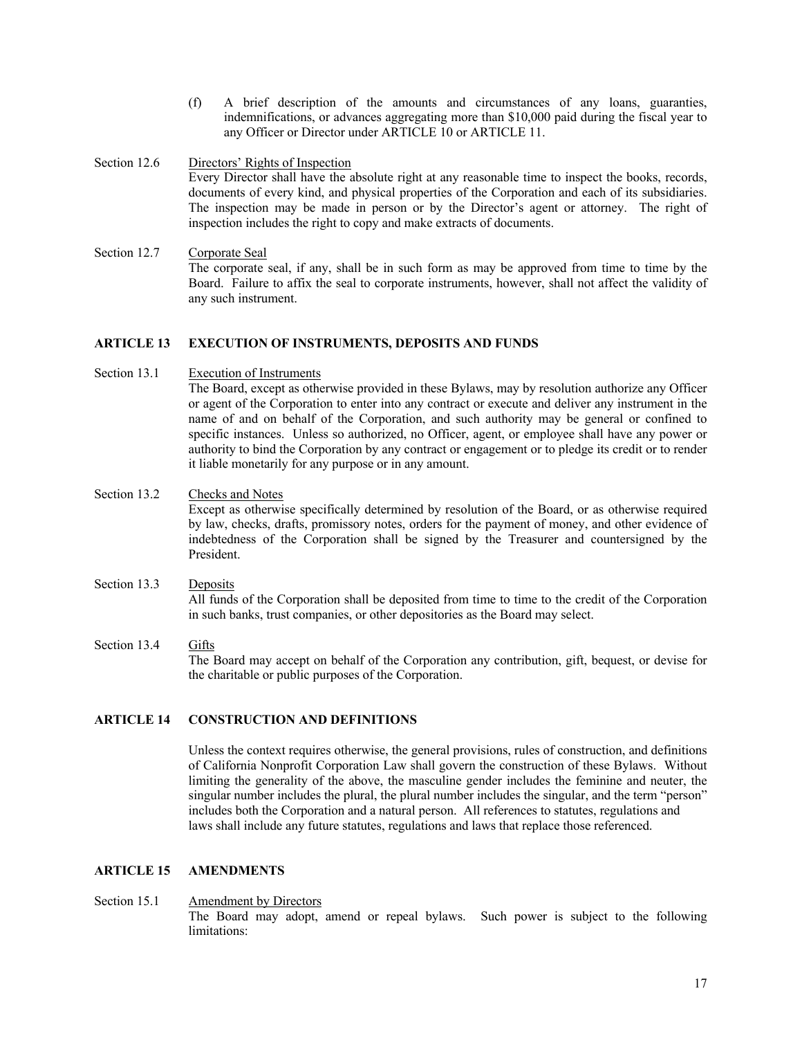(f) A brief description of the amounts and circumstances of any loans, guaranties, indemnifications, or advances aggregating more than $10,000 paid during the fiscal year to any Officer or Director under ARTICLE 10 or ARTICLE 11.

Section 12.6 Directors' Rights of Inspection

Every Director shall have the absolute right at any reasonable time to inspect the books, records, documents of every kind, and physical properties of the Corporation and each of its subsidiaries. The inspection may be made in person or by the Director's agent or attorney. The right of inspection includes the right to copy and make extracts of documents.

Section 12.7 Corporate Seal

The corporate seal, if any, shall be in such form as may be approved from time to time by the Board. Failure to affix the seal to corporate instruments, however, shall not affect the validity of any such instrument.

## ARTICLE 13 EXECUTION OF INSTRUMENTS, DEPOSITS AND FUNDS

Section 13.1 Execution of Instruments

The Board, except as otherwise provided in these Bylaws, may by resolution authorize any Officer or agent of the Corporation to enter into any contract or execute and deliver any instrument in the name of and on behalf of the Corporation, and such authority may be general or confined to specific instances. Unless so authorized, no Officer, agent, or employee shall have any power or authority to bind the Corporation by any contract or engagement or to pledge its credit or to render it liable monetarily for any purpose or in any amount.

Section 13.2 Checks and Notes

Except as otherwise specifically determined by resolution of the Board, or as otherwise required by law, checks, drafts, promissory notes, orders for the payment of money, and other evidence of indebtedness of the Corporation shall be signed by the Treasurer and countersigned by the President.

Section 13.3 Deposits

All funds of the Corporation shall be deposited from time to time to the credit of the Corporation in such banks, trust companies, or other depositories as the Board may select.

Section 13.4 Gifts

The Board may accept on behalf of the Corporation any contribution, gift, bequest, or devise for the charitable or public purposes of the Corporation.

## ARTICLE 14 CONSTRUCTION AND DEFINITIONS

Unless the context requires otherwise, the general provisions, rules of construction, and definitions of California Nonprofit Corporation Law shall govern the construction of these Bylaws. Without limiting the generality of the above, the masculine gender includes the feminine and neuter, the singular number includes the plural, the plural number includes the singular, and the term "person" includes both the Corporation and a natural person. All references to statutes, regulations and laws shall include any future statutes, regulations and laws that replace those referenced.

## ARTICLE 15 AMENDMENTS

Section 15.1 Amendment by Directors

The Board may adopt, amend or repeal bylaws. Such power is subject to the following limitations: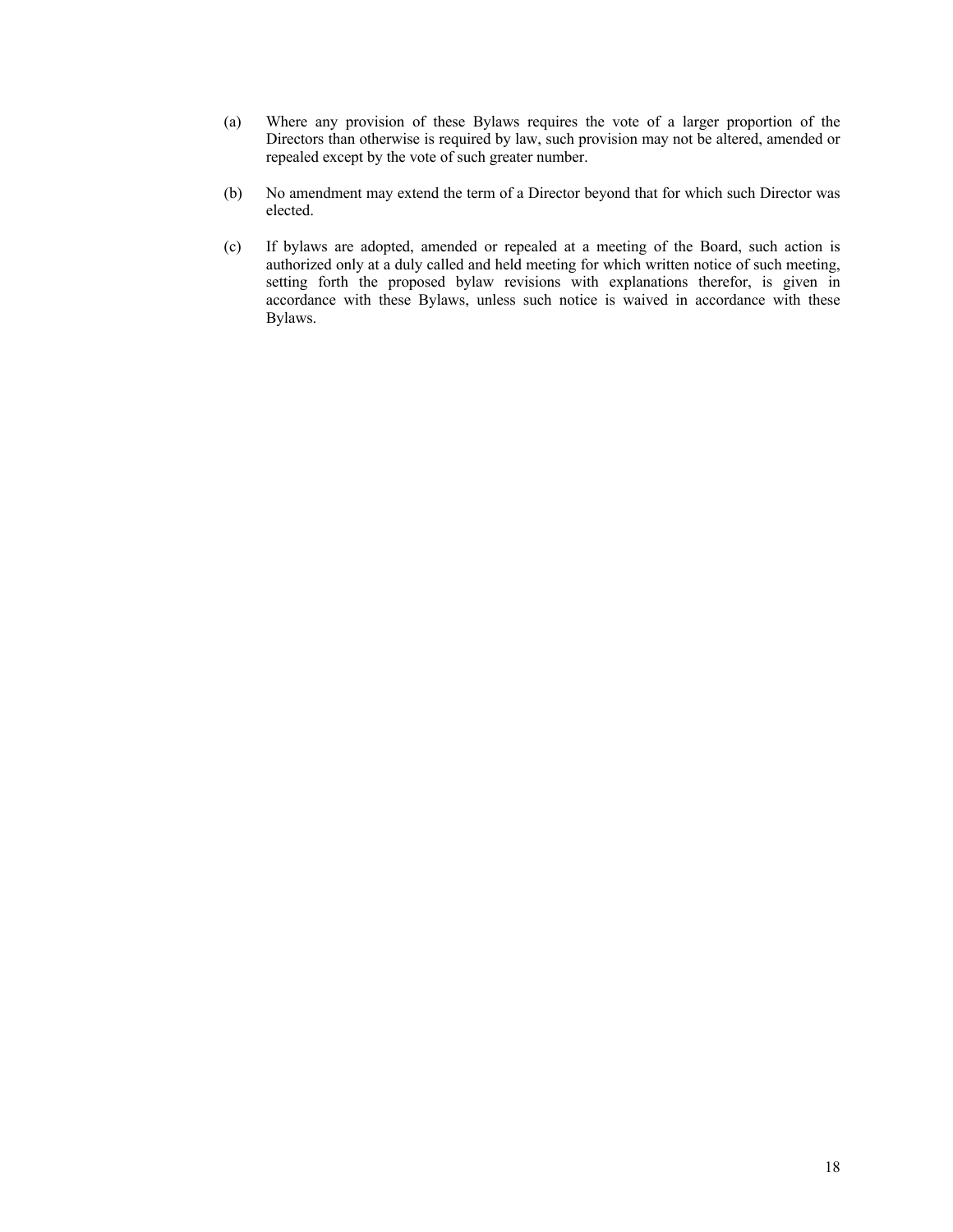(a) Where any provision of these Bylaws requires the vote of a larger proportion of the Directors than otherwise is required by law, such provision may not be altered, amended or repealed except by the vote of such greater number.

(b) No amendment may extend the term of a Director beyond that for which such Director was elected.

(c) If bylaws are adopted, amended or repealed at a meeting of the Board, such action is authorized only at a duly called and held meeting for which written notice of such meeting, setting forth the proposed bylaw revisions with explanations therefor, is given in accordance with these Bylaws, unless such notice is waived in accordance with these Bylaws.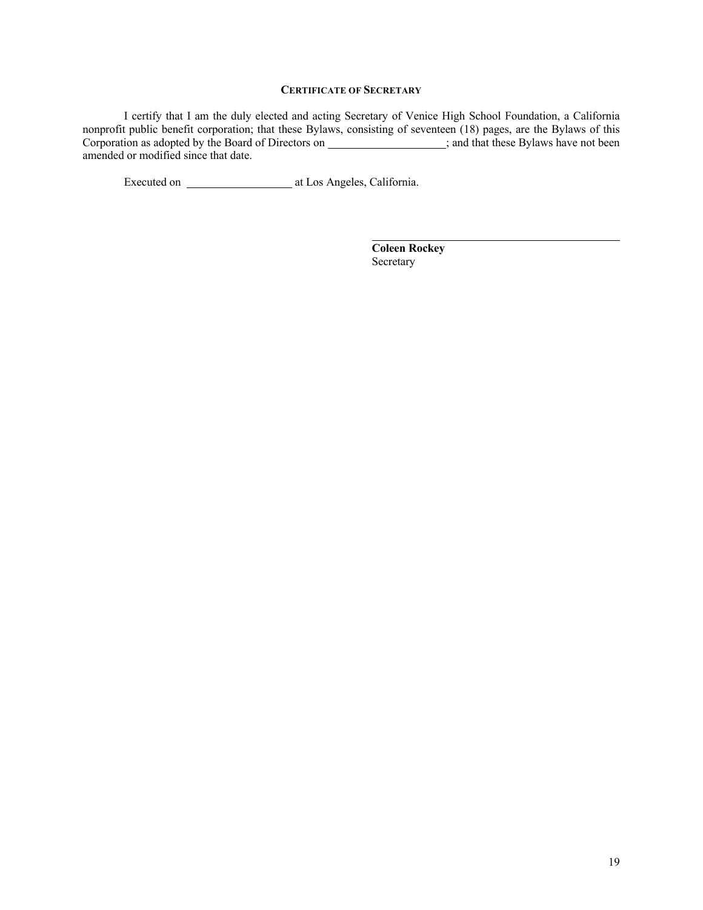**CERTIFICATE OF SECRETARY**

I certify that I am the duly elected and acting Secretary of Venice High School Foundation, a California nonprofit public benefit corporation; that these Bylaws, consisting of seventeen (18) pages, are the Bylaws of this Corporation as adopted by the Board of Directors on ____________________; and that these Bylaws have not been amended or modified since that date.

Executed on __________________ at Los Angeles, California.

\_\_\_\_\_\_\_\_\_\_\_\_\_\_\_\_\_\_\_\_\_\_\_\_\_\_\_\_\_\_\_\_\_\_\_\_\_\_\_\_

**Coleen Rockey**
Secretary